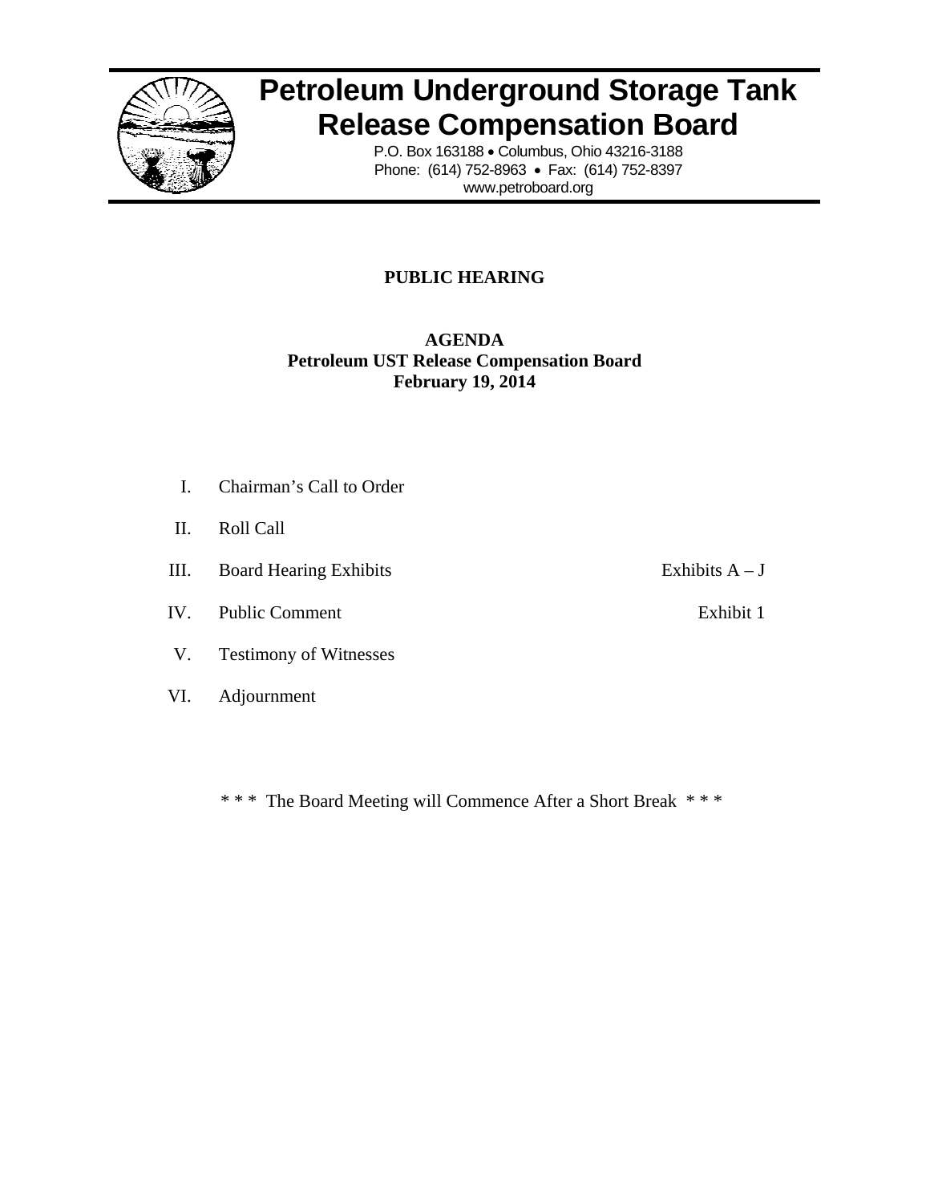# Petroleum Underground Storage Tank Release Compensation Board

P.O. Box 163188 • Columbus, Ohio 43216-3188
Phone: (614) 752-8963 • Fax: (614) 752-8397
www.petroboard.org

**PUBLIC HEARING**

**AGENDA**
**Petroleum UST Release Compensation Board**
**February 19, 2014**

| | | |
|---|---|---|
| I. | Chairman's Call to Order | |
| II. | Roll Call | |
| III. | Board Hearing Exhibits | Exhibits A – J |
| IV. | Public Comment | Exhibit 1 |
| V. | Testimony of Witnesses | |
| VI. | Adjournment | |

* * * The Board Meeting will Commence After a Short Break * * *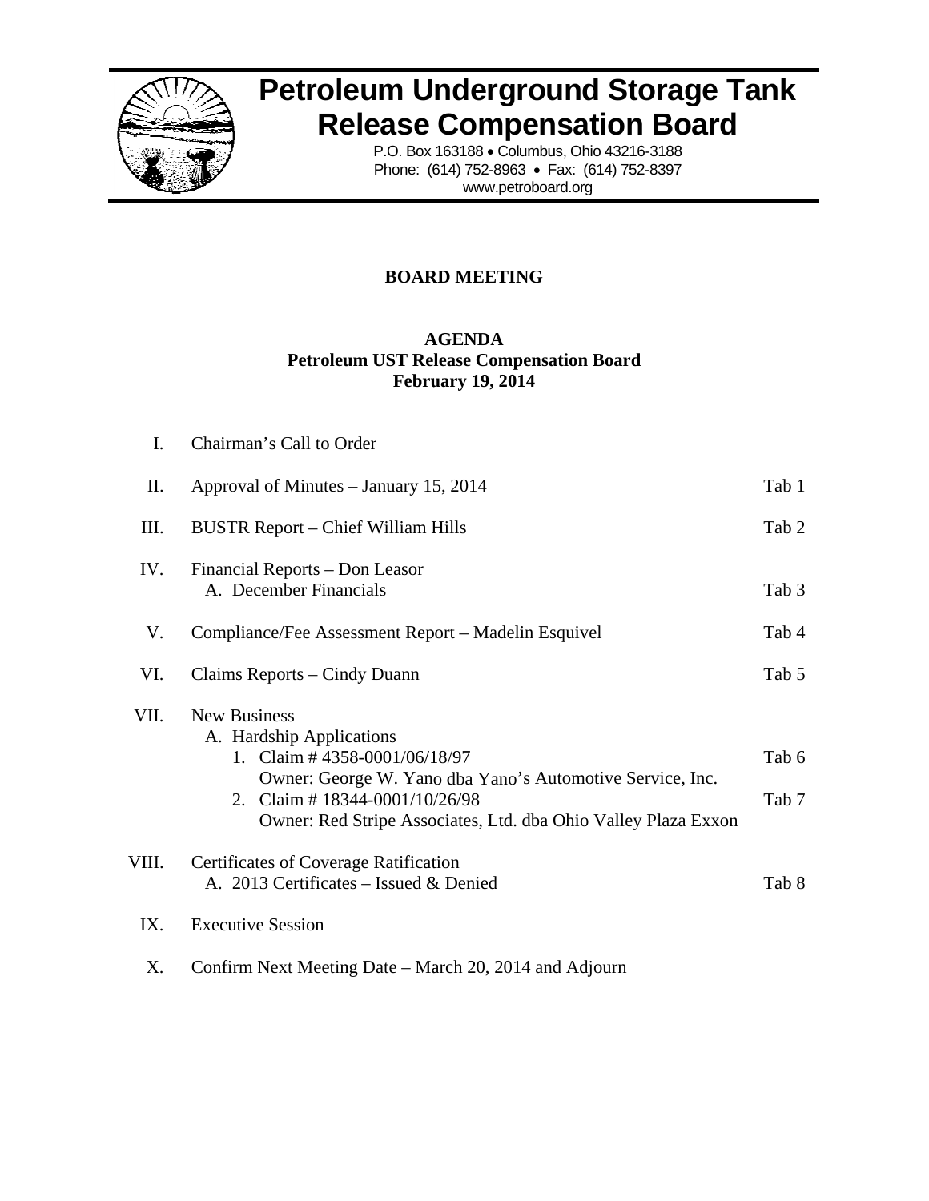# Petroleum Underground Storage Tank Release Compensation Board

P.O. Box 163188 • Columbus, Ohio 43216-3188
Phone: (614) 752-8963 • Fax: (614) 752-8397
www.petroboard.org

## BOARD MEETING

### AGENDA
**Petroleum UST Release Compensation Board**
**February 19, 2014**

| | | |
|---|---|---|
| I. | Chairman's Call to Order | |
| II. | Approval of Minutes – January 15, 2014 | Tab 1 |
| III. | BUSTR Report – Chief William Hills | Tab 2 |
| IV. | Financial Reports – Don Leasor<br>A. December Financials | Tab 3 |
| V. | Compliance/Fee Assessment Report – Madelin Esquivel | Tab 4 |
| VI. | Claims Reports – Cindy Duann | Tab 5 |
| VII. | New Business<br>A. Hardship Applications<br>1. Claim # 4358-0001/06/18/97<br>Owner: George W. Yano dba Yano's Automotive Service, Inc. | Tab 6 |
| | 2. Claim # 18344-0001/10/26/98<br>Owner: Red Stripe Associates, Ltd. dba Ohio Valley Plaza Exxon | Tab 7 |
| VIII. | Certificates of Coverage Ratification<br>A. 2013 Certificates – Issued & Denied | Tab 8 |
| IX. | Executive Session | |
| X. | Confirm Next Meeting Date – March 20, 2014 and Adjourn | |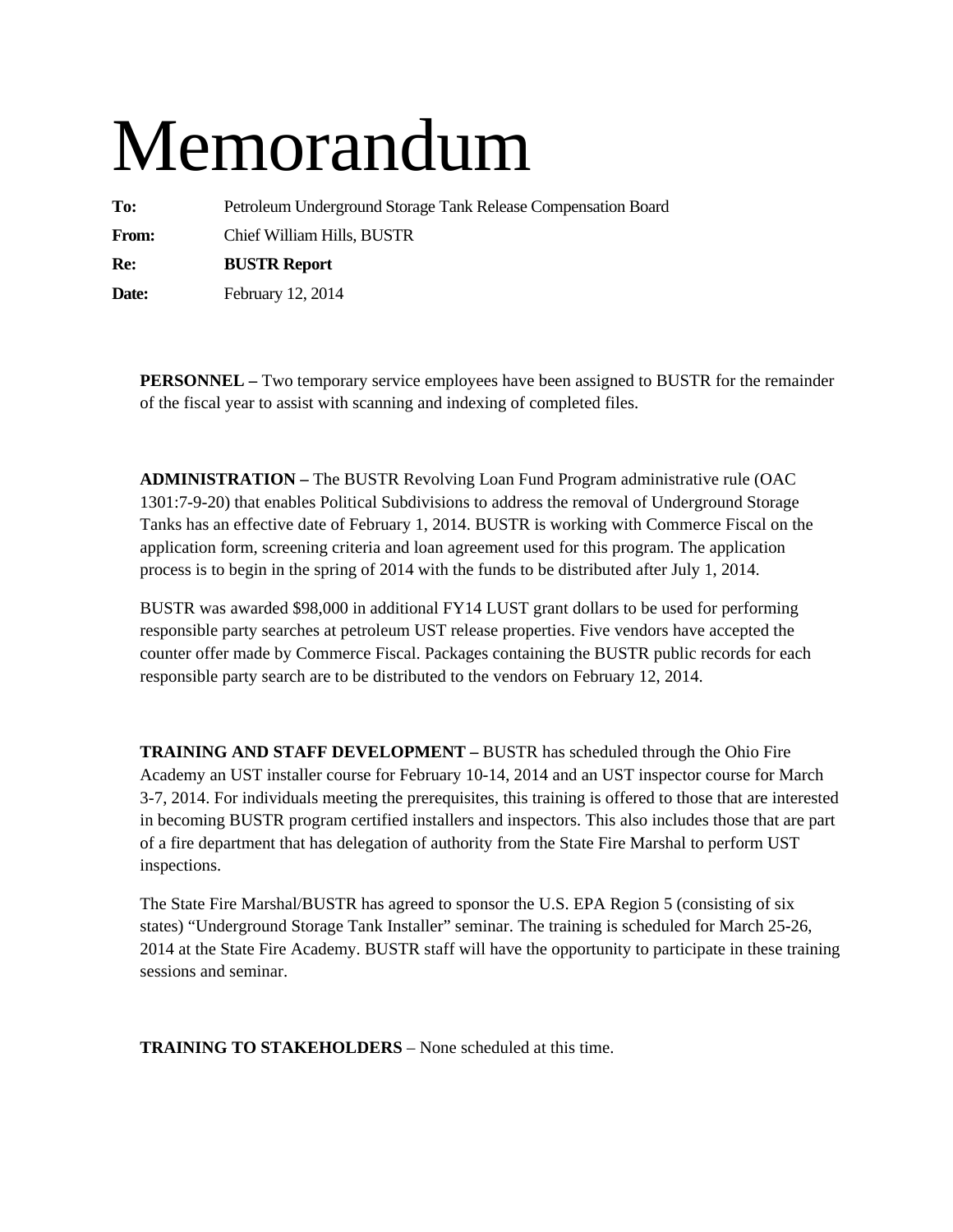# Memorandum

**To:** Petroleum Underground Storage Tank Release Compensation Board

**From:** Chief William Hills, BUSTR

**Re:** **BUSTR Report**

**Date:** February 12, 2014

**PERSONNEL –** Two temporary service employees have been assigned to BUSTR for the remainder of the fiscal year to assist with scanning and indexing of completed files.

**ADMINISTRATION –** The BUSTR Revolving Loan Fund Program administrative rule (OAC 1301:7-9-20) that enables Political Subdivisions to address the removal of Underground Storage Tanks has an effective date of February 1, 2014. BUSTR is working with Commerce Fiscal on the application form, screening criteria and loan agreement used for this program. The application process is to begin in the spring of 2014 with the funds to be distributed after July 1, 2014.

BUSTR was awarded $98,000 in additional FY14 LUST grant dollars to be used for performing responsible party searches at petroleum UST release properties. Five vendors have accepted the counter offer made by Commerce Fiscal. Packages containing the BUSTR public records for each responsible party search are to be distributed to the vendors on February 12, 2014.

**TRAINING AND STAFF DEVELOPMENT –** BUSTR has scheduled through the Ohio Fire Academy an UST installer course for February 10-14, 2014 and an UST inspector course for March 3-7, 2014. For individuals meeting the prerequisites, this training is offered to those that are interested in becoming BUSTR program certified installers and inspectors. This also includes those that are part of a fire department that has delegation of authority from the State Fire Marshal to perform UST inspections.

The State Fire Marshal/BUSTR has agreed to sponsor the U.S. EPA Region 5 (consisting of six states) "Underground Storage Tank Installer" seminar. The training is scheduled for March 25-26, 2014 at the State Fire Academy. BUSTR staff will have the opportunity to participate in these training sessions and seminar.

**TRAINING TO STAKEHOLDERS** – None scheduled at this time.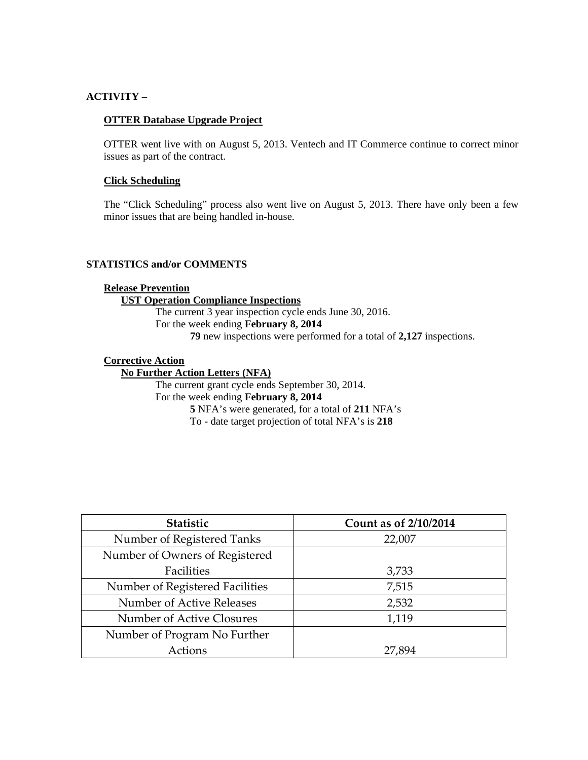## ACTIVITY –

### OTTER Database Upgrade Project

OTTER went live with on August 5, 2013. Ventech and IT Commerce continue to correct minor issues as part of the contract.

### Click Scheduling

The "Click Scheduling" process also went live on August 5, 2013. There have only been a few minor issues that are being handled in-house.

## STATISTICS and/or COMMENTS

### Release Prevention

#### UST Operation Compliance Inspections

The current 3 year inspection cycle ends June 30, 2016.
For the week ending **February 8, 2014**

**79** new inspections were performed for a total of **2,127** inspections.

### Corrective Action

#### No Further Action Letters (NFA)

The current grant cycle ends September 30, 2014.
For the week ending **February 8, 2014**

**5** NFA's were generated, for a total of **211** NFA's
To - date target projection of total NFA's is **218**

| Statistic | Count as of 2/10/2014 |
| --- | --- |
| Number of Registered Tanks | 22,007 |
| Number of Owners of Registered Facilities | 3,733 |
| Number of Registered Facilities | 7,515 |
| Number of Active Releases | 2,532 |
| Number of Active Closures | 1,119 |
| Number of Program No Further Actions | 27,894 |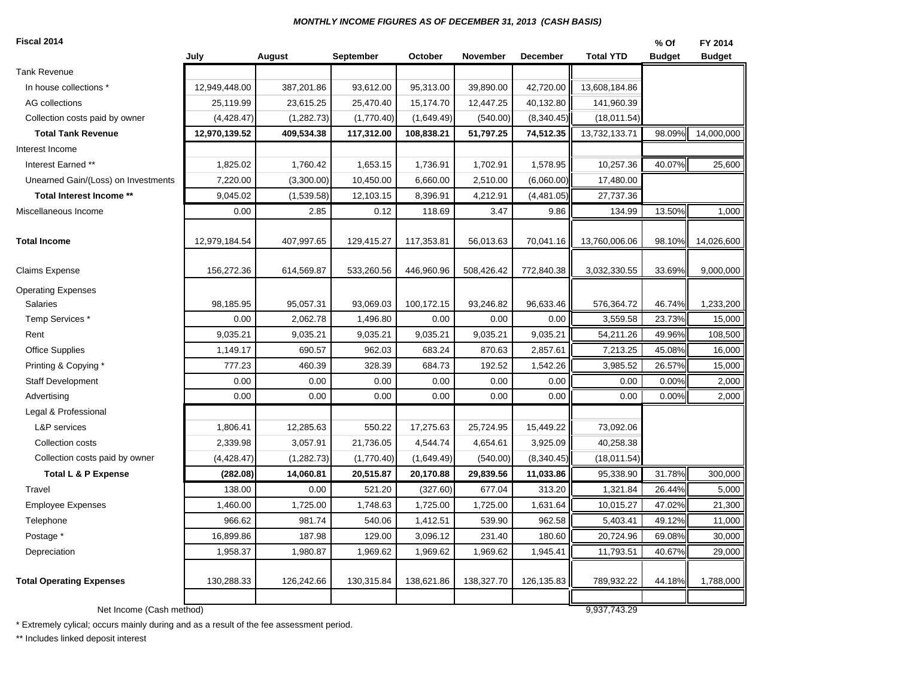***MONTHLY INCOME FIGURES AS OF DECEMBER 31, 2013 (CASH BASIS)***

| Fiscal 2014 | July | August | September | October | November | December | Total YTD | % Of Budget | FY 2014 Budget |
|---|---|---|---|---|---|---|---|---|---|
| Tank Revenue | | | | | | | | | |
| In house collections * | 12,949,448.00 | 387,201.86 | 93,612.00 | 95,313.00 | 39,890.00 | 42,720.00 | 13,608,184.86 | | |
| AG collections | 25,119.99 | 23,615.25 | 25,470.40 | 15,174.70 | 12,447.25 | 40,132.80 | 141,960.39 | | |
| Collection costs paid by owner | (4,428.47) | (1,282.73) | (1,770.40) | (1,649.49) | (540.00) | (8,340.45) | (18,011.54) | | |
| **Total Tank Revenue** | **12,970,139.52** | **409,534.38** | **117,312.00** | **108,838.21** | **51,797.25** | **74,512.35** | 13,732,133.71 | 98.09% | 14,000,000 |
| Interest Income | | | | | | | | | |
| Interest Earned ** | 1,825.02 | 1,760.42 | 1,653.15 | 1,736.91 | 1,702.91 | 1,578.95 | 10,257.36 | 40.07% | 25,600 |
| Unearned Gain/(Loss) on Investments | 7,220.00 | (3,300.00) | 10,450.00 | 6,660.00 | 2,510.00 | (6,060.00) | 17,480.00 | | |
| **Total Interest Income ** ** | 9,045.02 | (1,539.58) | 12,103.15 | 8,396.91 | 4,212.91 | (4,481.05) | 27,737.36 | | |
| Miscellaneous Income | 0.00 | 2.85 | 0.12 | 118.69 | 3.47 | 9.86 | 134.99 | 13.50% | 1,000 |
| **Total Income** | 12,979,184.54 | 407,997.65 | 129,415.27 | 117,353.81 | 56,013.63 | 70,041.16 | 13,760,006.06 | 98.10% | 14,026,600 |
| Claims Expense | 156,272.36 | 614,569.87 | 533,260.56 | 446,960.96 | 508,426.42 | 772,840.38 | 3,032,330.55 | 33.69% | 9,000,000 |
| Operating Expenses | | | | | | | | | |
| Salaries | 98,185.95 | 95,057.31 | 93,069.03 | 100,172.15 | 93,246.82 | 96,633.46 | 576,364.72 | 46.74% | 1,233,200 |
| Temp Services * | 0.00 | 2,062.78 | 1,496.80 | 0.00 | 0.00 | 0.00 | 3,559.58 | 23.73% | 15,000 |
| Rent | 9,035.21 | 9,035.21 | 9,035.21 | 9,035.21 | 9,035.21 | 9,035.21 | 54,211.26 | 49.96% | 108,500 |
| Office Supplies | 1,149.17 | 690.57 | 962.03 | 683.24 | 870.63 | 2,857.61 | 7,213.25 | 45.08% | 16,000 |
| Printing & Copying * | 777.23 | 460.39 | 328.39 | 684.73 | 192.52 | 1,542.26 | 3,985.52 | 26.57% | 15,000 |
| Staff Development | 0.00 | 0.00 | 0.00 | 0.00 | 0.00 | 0.00 | 0.00 | 0.00% | 2,000 |
| Advertising | 0.00 | 0.00 | 0.00 | 0.00 | 0.00 | 0.00 | 0.00 | 0.00% | 2,000 |
| Legal & Professional | | | | | | | | | |
| L&P services | 1,806.41 | 12,285.63 | 550.22 | 17,275.63 | 25,724.95 | 15,449.22 | 73,092.06 | | |
| Collection costs | 2,339.98 | 3,057.91 | 21,736.05 | 4,544.74 | 4,654.61 | 3,925.09 | 40,258.38 | | |
| Collection costs paid by owner | (4,428.47) | (1,282.73) | (1,770.40) | (1,649.49) | (540.00) | (8,340.45) | (18,011.54) | | |
| **Total L & P Expense** | **(282.08)** | **14,060.81** | **20,515.87** | **20,170.88** | **29,839.56** | **11,033.86** | 95,338.90 | 31.78% | 300,000 |
| Travel | 138.00 | 0.00 | 521.20 | (327.60) | 677.04 | 313.20 | 1,321.84 | 26.44% | 5,000 |
| Employee Expenses | 1,460.00 | 1,725.00 | 1,748.63 | 1,725.00 | 1,725.00 | 1,631.64 | 10,015.27 | 47.02% | 21,300 |
| Telephone | 966.62 | 981.74 | 540.06 | 1,412.51 | 539.90 | 962.58 | 5,403.41 | 49.12% | 11,000 |
| Postage * | 16,899.86 | 187.98 | 129.00 | 3,096.12 | 231.40 | 180.60 | 20,724.96 | 69.08% | 30,000 |
| Depreciation | 1,958.37 | 1,980.87 | 1,969.62 | 1,969.62 | 1,969.62 | 1,945.41 | 11,793.51 | 40.67% | 29,000 |
| **Total Operating Expenses** | 130,288.33 | 126,242.66 | 130,315.84 | 138,621.86 | 138,327.70 | 126,135.83 | 789,932.22 | 44.18% | 1,788,000 |
| Net Income (Cash method) | | | | | | | 9,937,743.29 | | |

\* Extremely cylical; occurs mainly during and as a result of the fee assessment period.

** Includes linked deposit interest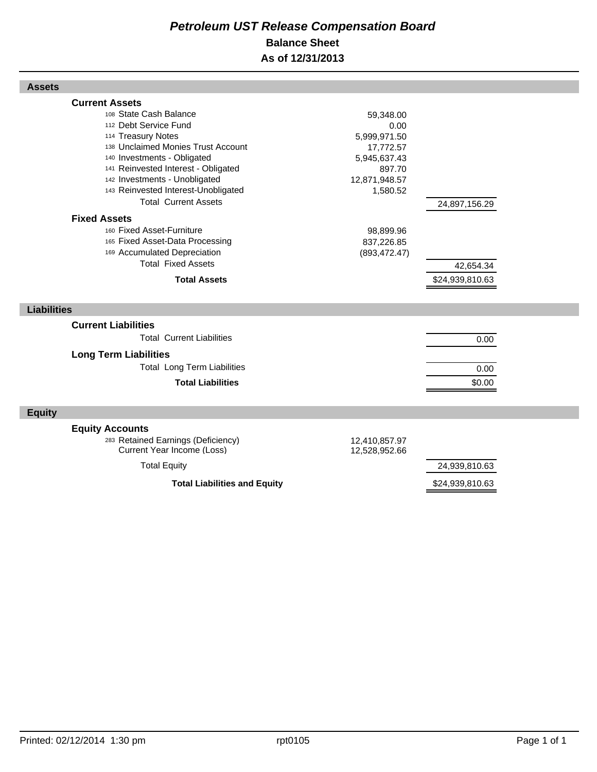# *Petroleum UST Release Compensation Board*

## Balance Sheet

### As of 12/31/2013

## Assets

| | | |
|---|---|---|
| **Current Assets** | | |
| 108 State Cash Balance | 59,348.00 | |
| 112 Debt Service Fund | 0.00 | |
| 114 Treasury Notes | 5,999,971.50 | |
| 138 Unclaimed Monies Trust Account | 17,772.57 | |
| 140 Investments - Obligated | 5,945,637.43 | |
| 141 Reinvested Interest - Obligated | 897.70 | |
| 142 Investments - Unobligated | 12,871,948.57 | |
| 143 Reinvested Interest-Unobligated | 1,580.52 | |
| Total Current Assets | | 24,897,156.29 |
| **Fixed Assets** | | |
| 160 Fixed Asset-Furniture | 98,899.96 | |
| 165 Fixed Asset-Data Processing | 837,226.85 | |
| 169 Accumulated Depreciation | (893,472.47) | |
| Total Fixed Assets | | 42,654.34 |
| **Total Assets** | | $24,939,810.63 |

## Liabilities

| | | |
|---|---|---|
| **Current Liabilities** | | |
| Total Current Liabilities | | 0.00 |
| **Long Term Liabilities** | | |
| Total Long Term Liabilities | | 0.00 |
| **Total Liabilities** | | $0.00 |

## Equity

| | | |
|---|---|---|
| **Equity Accounts** | | |
| 283 Retained Earnings (Deficiency) | 12,410,857.97 | |
| Current Year Income (Loss) | 12,528,952.66 | |
| Total Equity | | 24,939,810.63 |
| **Total Liabilities and Equity** | | $24,939,810.63 |

Printed: 02/12/2014 1:30 pm rpt0105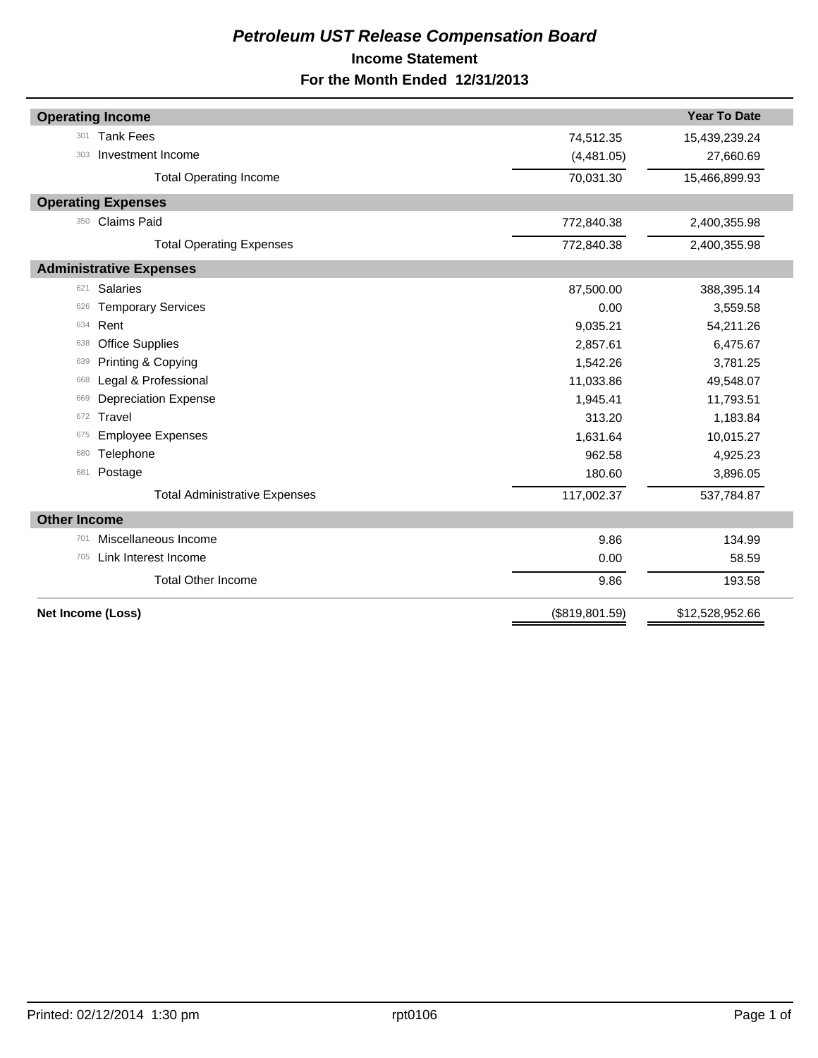# *Petroleum UST Release Compensation Board*

## Income Statement

### For the Month Ended 12/31/2013

| | | | Year To Date |
|---|---|---|---|
| **Operating Income** | | | |
| 301 | Tank Fees | 74,512.35 | 15,439,239.24 |
| 303 | Investment Income | (4,481.05) | 27,660.69 |
| | Total Operating Income | 70,031.30 | 15,466,899.93 |
| **Operating Expenses** | | | |
| 350 | Claims Paid | 772,840.38 | 2,400,355.98 |
| | Total Operating Expenses | 772,840.38 | 2,400,355.98 |
| **Administrative Expenses** | | | |
| 621 | Salaries | 87,500.00 | 388,395.14 |
| 626 | Temporary Services | 0.00 | 3,559.58 |
| 634 | Rent | 9,035.21 | 54,211.26 |
| 638 | Office Supplies | 2,857.61 | 6,475.67 |
| 639 | Printing & Copying | 1,542.26 | 3,781.25 |
| 668 | Legal & Professional | 11,033.86 | 49,548.07 |
| 669 | Depreciation Expense | 1,945.41 | 11,793.51 |
| 672 | Travel | 313.20 | 1,183.84 |
| 675 | Employee Expenses | 1,631.64 | 10,015.27 |
| 680 | Telephone | 962.58 | 4,925.23 |
| 681 | Postage | 180.60 | 3,896.05 |
| | Total Administrative Expenses | 117,002.37 | 537,784.87 |
| **Other Income** | | | |
| 701 | Miscellaneous Income | 9.86 | 134.99 |
| 705 | Link Interest Income | 0.00 | 58.59 |
| | Total Other Income | 9.86 | 193.58 |
| **Net Income (Loss)** | | ($819,801.59) | $12,528,952.66 |

Printed: 02/12/2014 1:30 pm rpt0106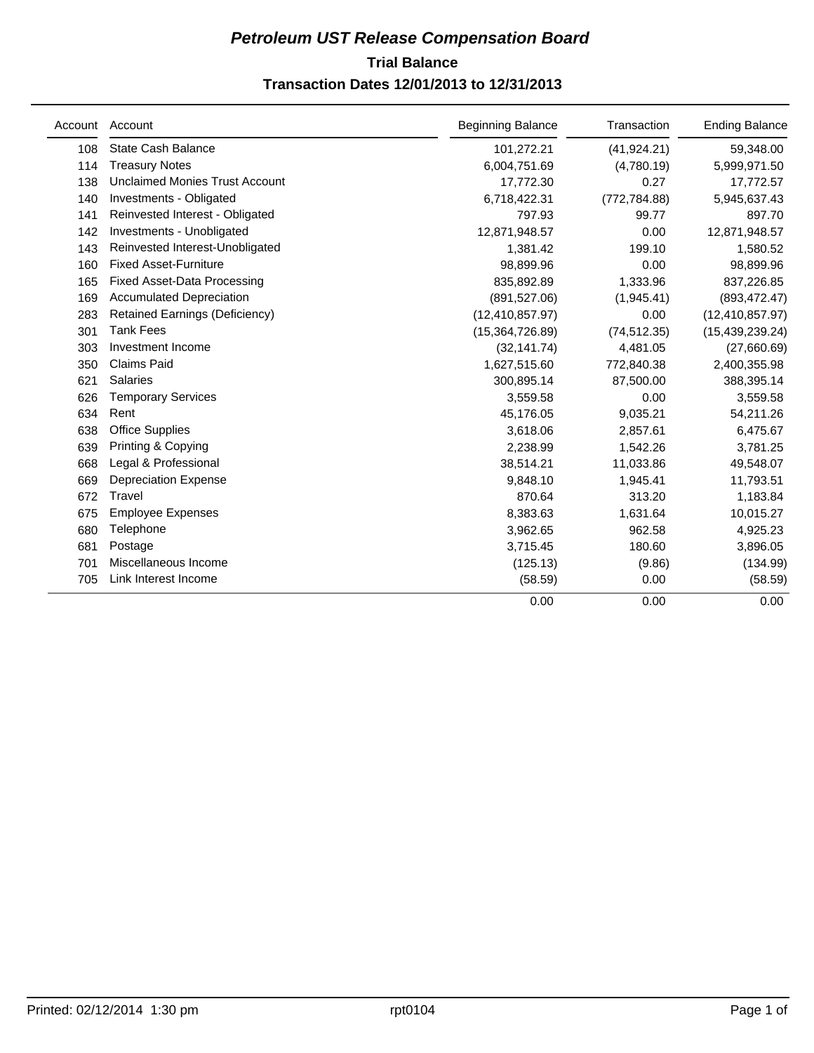# *Petroleum UST Release Compensation Board*

## Trial Balance

### Transaction Dates 12/01/2013 to 12/31/2013

| Account | Account | Beginning Balance | Transaction | Ending Balance |
|---|---|---|---|---|
| 108 | State Cash Balance | 101,272.21 | (41,924.21) | 59,348.00 |
| 114 | Treasury Notes | 6,004,751.69 | (4,780.19) | 5,999,971.50 |
| 138 | Unclaimed Monies Trust Account | 17,772.30 | 0.27 | 17,772.57 |
| 140 | Investments - Obligated | 6,718,422.31 | (772,784.88) | 5,945,637.43 |
| 141 | Reinvested Interest - Obligated | 797.93 | 99.77 | 897.70 |
| 142 | Investments - Unobligated | 12,871,948.57 | 0.00 | 12,871,948.57 |
| 143 | Reinvested Interest-Unobligated | 1,381.42 | 199.10 | 1,580.52 |
| 160 | Fixed Asset-Furniture | 98,899.96 | 0.00 | 98,899.96 |
| 165 | Fixed Asset-Data Processing | 835,892.89 | 1,333.96 | 837,226.85 |
| 169 | Accumulated Depreciation | (891,527.06) | (1,945.41) | (893,472.47) |
| 283 | Retained Earnings (Deficiency) | (12,410,857.97) | 0.00 | (12,410,857.97) |
| 301 | Tank Fees | (15,364,726.89) | (74,512.35) | (15,439,239.24) |
| 303 | Investment Income | (32,141.74) | 4,481.05 | (27,660.69) |
| 350 | Claims Paid | 1,627,515.60 | 772,840.38 | 2,400,355.98 |
| 621 | Salaries | 300,895.14 | 87,500.00 | 388,395.14 |
| 626 | Temporary Services | 3,559.58 | 0.00 | 3,559.58 |
| 634 | Rent | 45,176.05 | 9,035.21 | 54,211.26 |
| 638 | Office Supplies | 3,618.06 | 2,857.61 | 6,475.67 |
| 639 | Printing & Copying | 2,238.99 | 1,542.26 | 3,781.25 |
| 668 | Legal & Professional | 38,514.21 | 11,033.86 | 49,548.07 |
| 669 | Depreciation Expense | 9,848.10 | 1,945.41 | 11,793.51 |
| 672 | Travel | 870.64 | 313.20 | 1,183.84 |
| 675 | Employee Expenses | 8,383.63 | 1,631.64 | 10,015.27 |
| 680 | Telephone | 3,962.65 | 962.58 | 4,925.23 |
| 681 | Postage | 3,715.45 | 180.60 | 3,896.05 |
| 701 | Miscellaneous Income | (125.13) | (9.86) | (134.99) |
| 705 | Link Interest Income | (58.59) | 0.00 | (58.59) |
| | | 0.00 | 0.00 | 0.00 |

Printed: 02/12/2014 1:30 pm rpt0104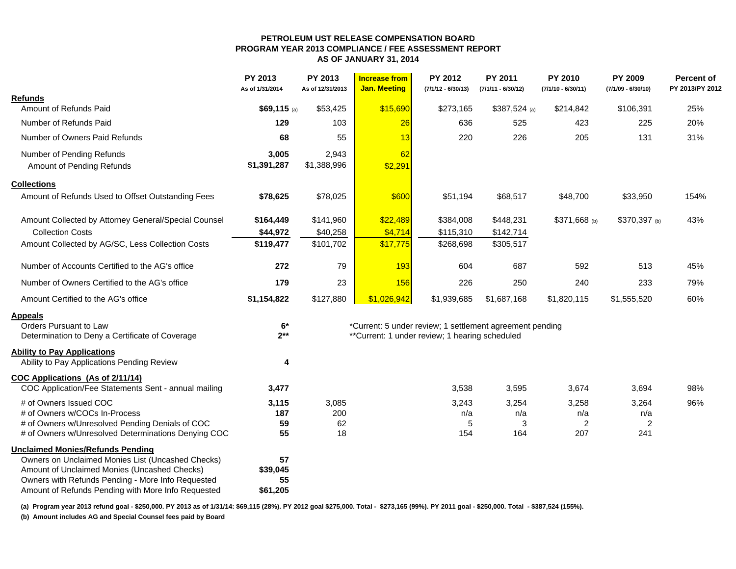**PETROLEUM UST RELEASE COMPENSATION BOARD**
**PROGRAM YEAR 2013 COMPLIANCE / FEE ASSESSMENT REPORT**
**AS OF JANUARY 31, 2014**

| | PY 2013 As of 1/31/2014 | PY 2013 As of 12/31/2013 | Increase from Jan. Meeting | PY 2012 (7/1/12 - 6/30/13) | PY 2011 (7/1/11 - 6/30/12) | PY 2010 (7/1/10 - 6/30/11) | PY 2009 (7/1/09 - 6/30/10) | Percent of PY 2013/PY 2012 |
|---|---|---|---|---|---|---|---|---|
| **Refunds** | | | | | | | | |
| Amount of Refunds Paid | **$69,115** (a) | $53,425 | $15,690 | $273,165 | $387,524 (a) | $214,842 | $106,391 | 25% |
| Number of Refunds Paid | **129** | 103 | 26 | 636 | 525 | 423 | 225 | 20% |
| Number of Owners Paid Refunds | **68** | 55 | 13 | 220 | 226 | 205 | 131 | 31% |
| Number of Pending Refunds | **3,005** | 2,943 | 62 | | | | | |
| Amount of Pending Refunds | **$1,391,287** | $1,388,996 | $2,291 | | | | | |
| **Collections** | | | | | | | | |
| Amount of Refunds Used to Offset Outstanding Fees | **$78,625** | $78,025 | $600 | $51,194 | $68,517 | $48,700 | $33,950 | 154% |
| Amount Collected by Attorney General/Special Counsel | **$164,449** | $141,960 | $22,489 | $384,008 | $448,231 | $371,668 (b) | $370,397 (b) | 43% |
| Collection Costs | **$44,972** | $40,258 | $4,714 | $115,310 | $142,714 | | | |
| Amount Collected by AG/SC, Less Collection Costs | **$119,477** | $101,702 | $17,775 | $268,698 | $305,517 | | | |
| Number of Accounts Certified to the AG's office | **272** | 79 | 193 | 604 | 687 | 592 | 513 | 45% |
| Number of Owners Certified to the AG's office | **179** | 23 | 156 | 226 | 250 | 240 | 233 | 79% |
| Amount Certified to the AG's office | **$1,154,822** | $127,880 | $1,026,942 | $1,939,685 | $1,687,168 | $1,820,115 | $1,555,520 | 60% |
| **Appeals** | | | | | | | | |
| Orders Pursuant to Law | **6*** | | *Current: 5 under review; 1 settlement agreement pending | | | | | |
| Determination to Deny a Certificate of Coverage | **2**** | | **Current: 1 under review; 1 hearing scheduled | | | | | |
| **Ability to Pay Applications** | | | | | | | | |
| Ability to Pay Applications Pending Review | **4** | | | | | | | |
| **COC Applications (As of 2/11/14)** | | | | | | | | |
| COC Application/Fee Statements Sent - annual mailing | **3,477** | | | 3,538 | 3,595 | 3,674 | 3,694 | 98% |
| # of Owners Issued COC | **3,115** | 3,085 | | 3,243 | 3,254 | 3,258 | 3,264 | 96% |
| # of Owners w/COCs In-Process | **187** | 200 | | n/a | n/a | n/a | n/a | |
| # of Owners w/Unresolved Pending Denials of COC | **59** | 62 | | 5 | 3 | 2 | 2 | |
| # of Owners w/Unresolved Determinations Denying COC | **55** | 18 | | 154 | 164 | 207 | 241 | |
| **Unclaimed Monies/Refunds Pending** | | | | | | | | |
| Owners on Unclaimed Monies List (Uncashed Checks) | **57** | | | | | | | |
| Amount of Unclaimed Monies (Uncashed Checks) | **$39,045** | | | | | | | |
| Owners with Refunds Pending - More Info Requested | **55** | | | | | | | |
| Amount of Refunds Pending with More Info Requested | **$61,205** | | | | | | | |

**(a) Program year 2013 refund goal - $250,000. PY 2013 as of 1/31/14: $69,115 (28%). PY 2012 goal $275,000. Total - $273,165 (99%). PY 2011 goal - $250,000. Total - $387,524 (155%).**

**(b) Amount includes AG and Special Counsel fees paid by Board**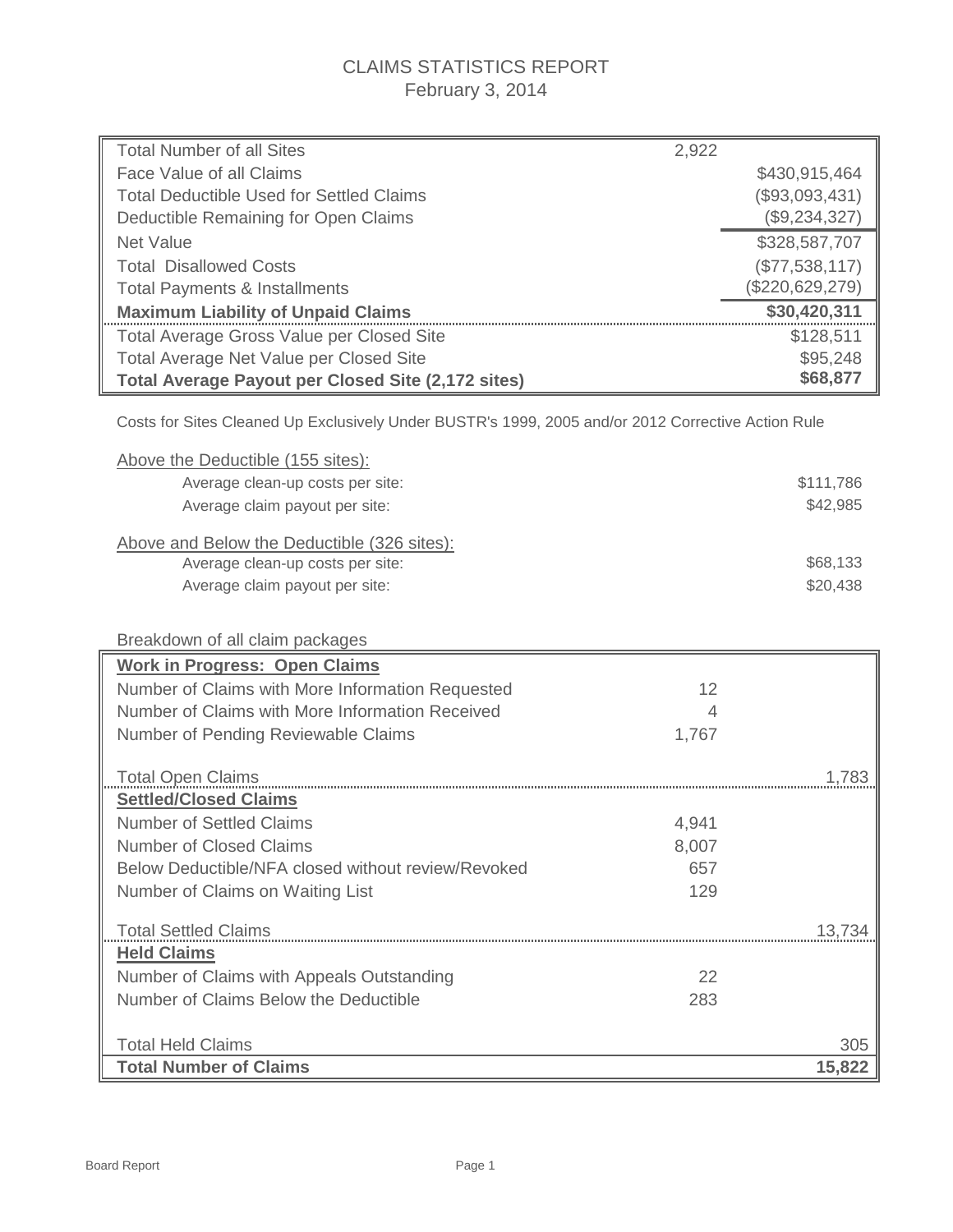# CLAIMS STATISTICS REPORT
February 3, 2014

| | | |
|---|---|---|
| Total Number of all Sites | 2,922 | |
| Face Value of all Claims | | $430,915,464 |
| Total Deductible Used for Settled Claims | | ($93,093,431) |
| Deductible Remaining for Open Claims | | ($9,234,327) |
| Net Value | | $328,587,707 |
| Total Disallowed Costs | | ($77,538,117) |
| Total Payments & Installments | | ($220,629,279) |
| **Maximum Liability of Unpaid Claims** | | **$30,420,311** |
| Total Average Gross Value per Closed Site | | $128,511 |
| Total Average Net Value per Closed Site | | $95,248 |
| **Total Average Payout per Closed Site (2,172 sites)** | | **$68,877** |

Costs for Sites Cleaned Up Exclusively Under BUSTR's 1999, 2005 and/or 2012 Corrective Action Rule

Above the Deductible (155 sites):

| | |
|---|---|
| Average clean-up costs per site: | $111,786 |
| Average claim payout per site: | $42,985 |

Above and Below the Deductible (326 sites):

| | |
|---|---|
| Average clean-up costs per site: | $68,133 |
| Average claim payout per site: | $20,438 |

Breakdown of all claim packages

| | | |
|---|---|---|
| **Work in Progress: Open Claims** | | |
| Number of Claims with More Information Requested | 12 | |
| Number of Claims with More Information Received | 4 | |
| Number of Pending Reviewable Claims | 1,767 | |
| Total Open Claims | | 1,783 |
| **Settled/Closed Claims** | | |
| Number of Settled Claims | 4,941 | |
| Number of Closed Claims | 8,007 | |
| Below Deductible/NFA closed without review/Revoked | 657 | |
| Number of Claims on Waiting List | 129 | |
| Total Settled Claims | | 13,734 |
| **Held Claims** | | |
| Number of Claims with Appeals Outstanding | 22 | |
| Number of Claims Below the Deductible | 283 | |
| Total Held Claims | | 305 |
| **Total Number of Claims** | | **15,822** |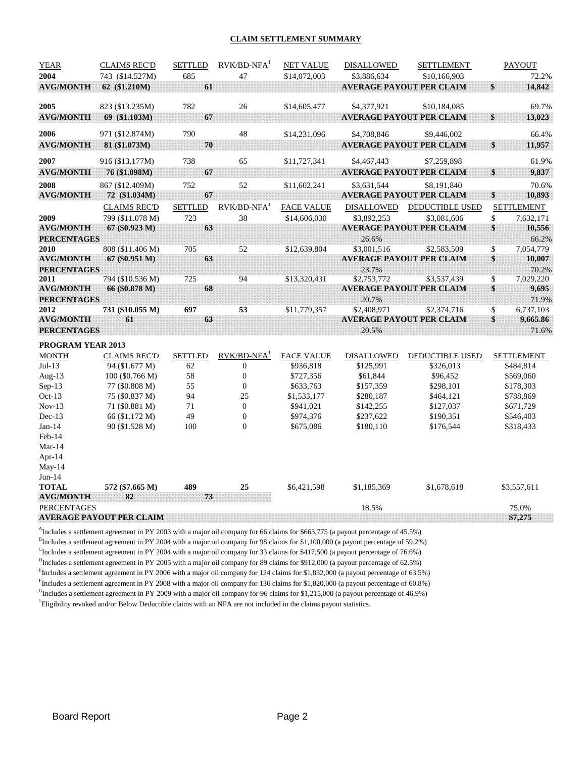## CLAIM SETTLEMENT SUMMARY

| YEAR | CLAIMS REC'D | SETTLED | RVK/BD-NFA[1] | NET VALUE | DISALLOWED | SETTLEMENT | PAYOUT |
|---|---|---|---|---|---|---|---|
| **2004** | 743 ($14.527M) | 685 | 47 | $14,072,003 | $3,886,634 | $10,166,903 | 72.2% |
| **AVG/MONTH** | **62 ($1.210M)** | **61** | | | **AVERAGE PAYOUT PER CLAIM** | | **$ 14,842** |
| **2005** | 823 ($13.235M) | 782 | 26 | $14,605,477 | $4,377,921 | $10,184,085 | 69.7% |
| **AVG/MONTH** | **69 ($1.103M)** | **67** | | | **AVERAGE PAYOUT PER CLAIM** | | **$ 13,023** |
| **2006** | 971 ($12.874M) | 790 | 48 | $14,231,096 | $4,708,846 | $9,446,002 | 66.4% |
| **AVG/MONTH** | **81 ($1.073M)** | **70** | | | **AVERAGE PAYOUT PER CLAIM** | | **$ 11,957** |
| **2007** | 916 ($13.177M) | 738 | 65 | $11,727,341 | $4,467,443 | $7,259,898 | 61.9% |
| **AVG/MONTH** | **76 ($1.098M)** | **67** | | | **AVERAGE PAYOUT PER CLAIM** | | **$ 9,837** |
| **2008** | 867 ($12.409M) | 752 | 52 | $11,602,241 | $3,631,544 | $8,191,840 | 70.6% |
| **AVG/MONTH** | **72 ($1.034M)** | **67** | | | **AVERAGE PAYOUT PER CLAIM** | | **$ 10,893** |

| | CLAIMS REC'D | SETTLED | RVK/BD-NFA[1] | FACE VALUE | DISALLOWED | DEDUCTIBLE USED | SETTLEMENT |
|---|---|---|---|---|---|---|---|
| **2009** | 799 ($11.078 M) | 723 | 38 | $14,606,030 | $3,892,253 | $3,081,606 | $ 7,632,171 |
| **AVG/MONTH** | **67 ($0.923 M)** | **63** | | | **AVERAGE PAYOUT PER CLAIM** | | **$ 10,556** |
| **PERCENTAGES** | | | | | 26.6% | | 66.2% |
| **2010** | 808 ($11.406 M) | 705 | 52 | $12,639,804 | $3,001,516 | $2,583,509 | $ 7,054,779 |
| **AVG/MONTH** | **67 ($0.951 M)** | **63** | | | **AVERAGE PAYOUT PER CLAIM** | | **$ 10,007** |
| **PERCENTAGES** | | | | | 23.7% | | 70.2% |
| **2011** | 794 ($10.536 M) | 725 | 94 | $13,320,431 | $2,753,772 | $3,537,439 | $ 7,029,220 |
| **AVG/MONTH** | **66 ($0.878 M)** | **68** | | | **AVERAGE PAYOUT PER CLAIM** | | **$ 9,695** |
| **PERCENTAGES** | | | | | 20.7% | | 71.9% |
| **2012** | **731 ($10.055 M)** | **697** | **53** | $11,779,357 | $2,408,971 | $2,374,716 | $ 6,737,103 |
| **AVG/MONTH** | **61** | **63** | | | **AVERAGE PAYOUT PER CLAIM** | | **$ 9,665.86** |
| **PERCENTAGES** | | | | | 20.5% | | 71.6% |

**PROGRAM YEAR 2013**

| MONTH | CLAIMS REC'D | SETTLED | RVK/BD-NFA[1] | FACE VALUE | DISALLOWED | DEDUCTIBLE USED | SETTLEMENT |
|---|---|---|---|---|---|---|---|
| Jul-13 | 94 ($1.677 M) | 62 | 0 | $936,818 | $125,991 | $326,013 | $484,814 |
| Aug-13 | 100 ($0.766 M) | 58 | 0 | $727,356 | $61,844 | $96,452 | $569,060 |
| Sep-13 | 77 ($0.808 M) | 55 | 0 | $633,763 | $157,359 | $298,101 | $178,303 |
| Oct-13 | 75 ($0.837 M) | 94 | 25 | $1,533,177 | $280,187 | $464,121 | $788,869 |
| Nov-13 | 71 ($0.881 M) | 71 | 0 | $941,021 | $142,255 | $127,037 | $671,729 |
| Dec-13 | 66 ($1.172 M) | 49 | 0 | $974,376 | $237,622 | $190,351 | $546,403 |
| Jan-14 | 90 ($1.528 M) | 100 | 0 | $675,086 | $180,110 | $176,544 | $318,433 |
| Feb-14 | | | | | | | |
| Mar-14 | | | | | | | |
| Apr-14 | | | | | | | |
| May-14 | | | | | | | |
| Jun-14 | | | | | | | |
| **TOTAL** | **572 ($7.665 M)** | **489** | **25** | $6,421,598 | $1,185,369 | $1,678,618 | $3,557,611 |
| **AVG/MONTH** | **82** | **73** | | | | | |
| PERCENTAGES | | | | | 18.5% | | 75.0% |
| **AVERAGE PAYOUT PER CLAIM** | | | | | | | **$7,275** |

[A]Includes a settlement agreement in PY 2003 with a major oil company for 66 claims for $663,775 (a payout percentage of 45.5%)

[B]Includes a settlement agreement in PY 2004 with a major oil company for 98 claims for $1,100,000 (a payout percentage of 59.2%)

[C]Includes a settlement agreement in PY 2004 with a major oil company for 33 claims for $417,500 (a payout percentage of 76.6%)

[D]Includes a settlement agreement in PY 2005 with a major oil company for 89 claims for $912,000 (a payout percentage of 62.5%)

[E]Includes a settlement agreement in PY 2006 with a major oil company for 124 claims for $1,832,000 (a payout percentage of 63.5%)

[F]Includes a settlement agreement in PY 2008 with a major oil company for 136 claims for $1,820,000 (a payout percentage of 60.8%)

[G]Includes a settlement agreement in PY 2009 with a major oil company for 96 claims for $1,215,000 (a payout percentage of 46.9%)

[1]Eligibility revoked and/or Below Deductible claims with an NFA are not included in the claims payout statistics.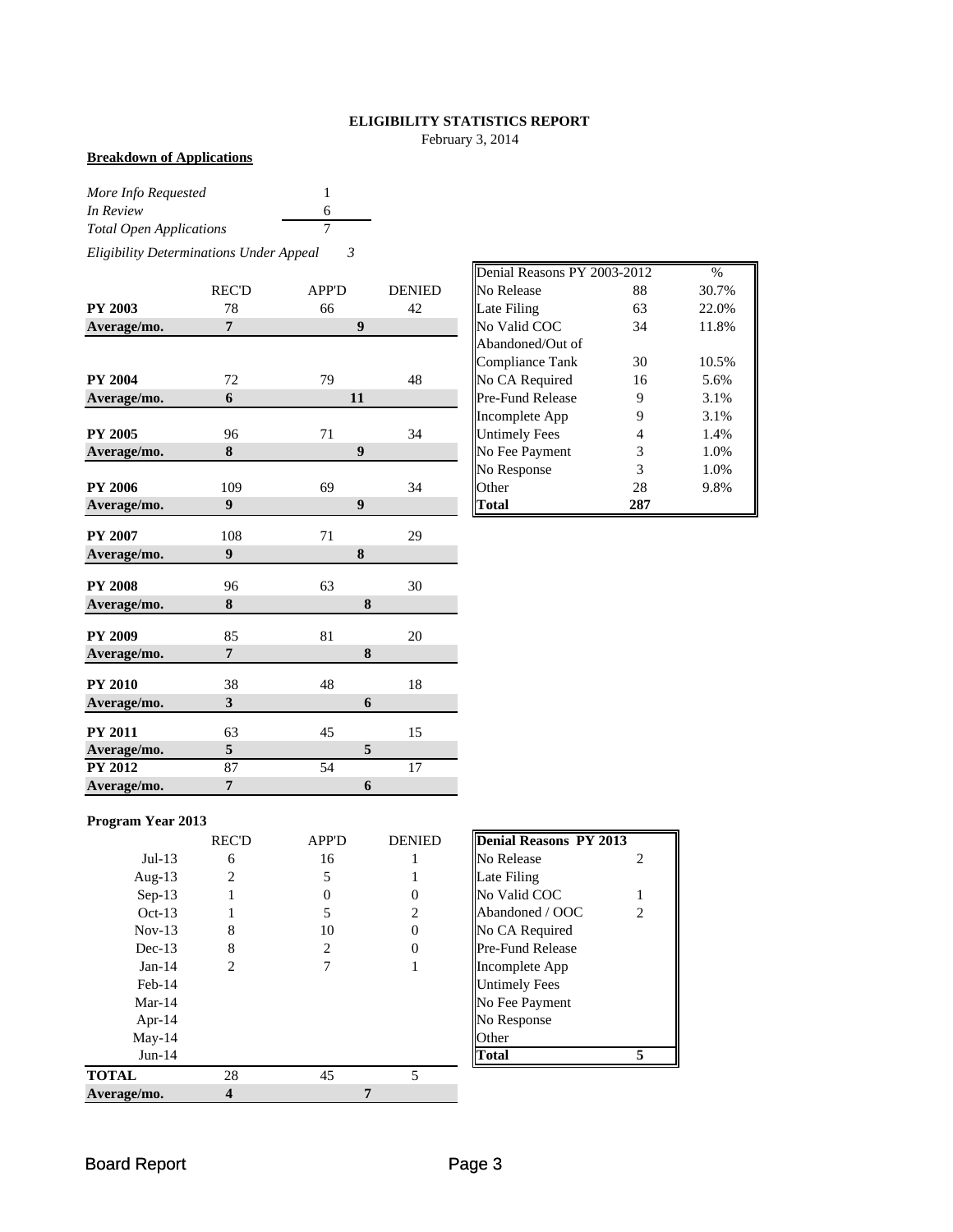**ELIGIBILITY STATISTICS REPORT**

February 3, 2014

**Breakdown of Applications**

| | |
|---|---|
| *More Info Requested* | 1 |
| *In Review* | 6 |
| *Total Open Applications* | 7 |

*Eligibility Determinations Under Appeal* *3*

| | REC'D | APP'D | DENIED |
|---|---|---|---|
| **PY 2003** | 78 | 66 | 42 |
| **Average/mo.** | **7** | **9** | |
| **PY 2004** | 72 | 79 | 48 |
| **Average/mo.** | **6** | **11** | |
| **PY 2005** | 96 | 71 | 34 |
| **Average/mo.** | **8** | **9** | |
| **PY 2006** | 109 | 69 | 34 |
| **Average/mo.** | **9** | **9** | |
| **PY 2007** | 108 | 71 | 29 |
| **Average/mo.** | **9** | **8** | |
| **PY 2008** | 96 | 63 | 30 |
| **Average/mo.** | **8** | **8** | |
| **PY 2009** | 85 | 81 | 20 |
| **Average/mo.** | **7** | **8** | |
| **PY 2010** | 38 | 48 | 18 |
| **Average/mo.** | **3** | **6** | |
| **PY 2011** | 63 | 45 | 15 |
| **Average/mo.** | **5** | **5** | |
| **PY 2012** | 87 | 54 | 17 |
| **Average/mo.** | **7** | **6** | |

| Denial Reasons PY 2003-2012 | | % |
|---|---|---|
| No Release | 88 | 30.7% |
| Late Filing | 63 | 22.0% |
| No Valid COC | 34 | 11.8% |
| Abandoned/Out of Compliance Tank | 30 | 10.5% |
| No CA Required | 16 | 5.6% |
| Pre-Fund Release | 9 | 3.1% |
| Incomplete App | 9 | 3.1% |
| Untimely Fees | 4 | 1.4% |
| No Fee Payment | 3 | 1.0% |
| No Response | 3 | 1.0% |
| Other | 28 | 9.8% |
| **Total** | **287** | |

**Program Year 2013**

| | REC'D | APP'D | DENIED |
|---|---|---|---|
| Jul-13 | 6 | 16 | 1 |
| Aug-13 | 2 | 5 | 1 |
| Sep-13 | 1 | 0 | 0 |
| Oct-13 | 1 | 5 | 2 |
| Nov-13 | 8 | 10 | 0 |
| Dec-13 | 8 | 2 | 0 |
| Jan-14 | 2 | 7 | 1 |
| Feb-14 | | | |
| Mar-14 | | | |
| Apr-14 | | | |
| May-14 | | | |
| Jun-14 | | | |
| **TOTAL** | 28 | 45 | 5 |
| **Average/mo.** | **4** | **7** | |

| **Denial Reasons PY 2013** | |
|---|---|
| No Release | 2 |
| Late Filing | |
| No Valid COC | 1 |
| Abandoned / OOC | 2 |
| No CA Required | |
| Pre-Fund Release | |
| Incomplete App | |
| Untimely Fees | |
| No Fee Payment | |
| No Response | |
| Other | |
| **Total** | **5** |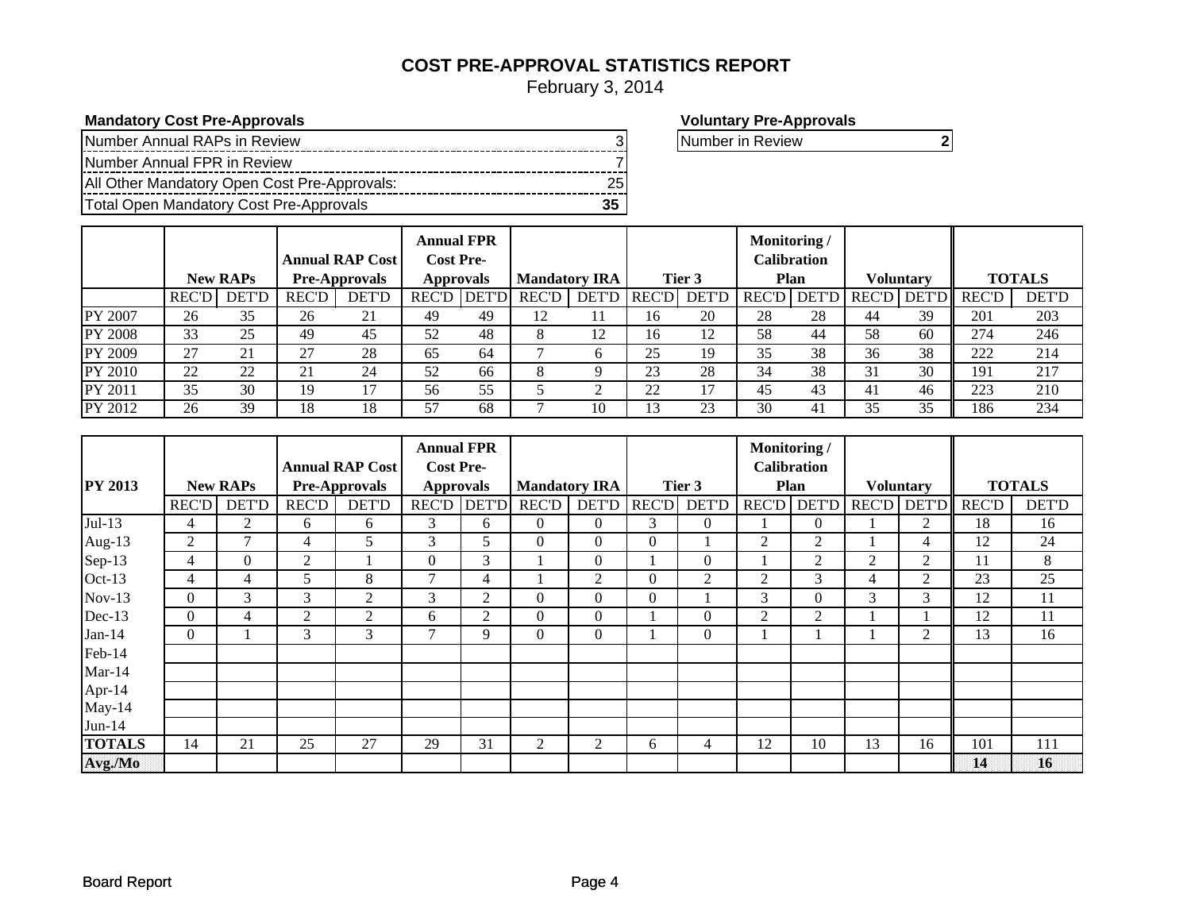# COST PRE-APPROVAL STATISTICS REPORT

February 3, 2014

**Mandatory Cost Pre-Approvals**

| | |
|---|---|
| Number Annual RAPs in Review | 3 |
| Number Annual FPR in Review | 7 |
| All Other Mandatory Open Cost Pre-Approvals: | 25 |
| Total Open Mandatory Cost Pre-Approvals | **35** |

**Voluntary Pre-Approvals**

| | |
|---|---|
| Number in Review | **2** |

| | New RAPs | | Annual RAP Cost Pre-Approvals | | Annual FPR Cost Pre-Approvals | | Mandatory IRA | | Tier 3 | | Monitoring / Calibration Plan | | Voluntary | | TOTALS | |
|---|---|---|---|---|---|---|---|---|---|---|---|---|---|---|---|---|
| | REC'D | DET'D | REC'D | DET'D | REC'D | DET'D | REC'D | DET'D | REC'D | DET'D | REC'D | DET'D | REC'D | DET'D | REC'D | DET'D |
| PY 2007 | 26 | 35 | 26 | 21 | 49 | 49 | 12 | 11 | 16 | 20 | 28 | 28 | 44 | 39 | 201 | 203 |
| PY 2008 | 33 | 25 | 49 | 45 | 52 | 48 | 8 | 12 | 16 | 12 | 58 | 44 | 58 | 60 | 274 | 246 |
| PY 2009 | 27 | 21 | 27 | 28 | 65 | 64 | 7 | 6 | 25 | 19 | 35 | 38 | 36 | 38 | 222 | 214 |
| PY 2010 | 22 | 22 | 21 | 24 | 52 | 66 | 8 | 9 | 23 | 28 | 34 | 38 | 31 | 30 | 191 | 217 |
| PY 2011 | 35 | 30 | 19 | 17 | 56 | 55 | 5 | 2 | 22 | 17 | 45 | 43 | 41 | 46 | 223 | 210 |
| PY 2012 | 26 | 39 | 18 | 18 | 57 | 68 | 7 | 10 | 13 | 23 | 30 | 41 | 35 | 35 | 186 | 234 |

| **PY 2013** | New RAPs | | Annual RAP Cost Pre-Approvals | | Annual FPR Cost Pre-Approvals | | Mandatory IRA | | Tier 3 | | Monitoring / Calibration Plan | | Voluntary | | TOTALS | |
|---|---|---|---|---|---|---|---|---|---|---|---|---|---|---|---|---|
| | REC'D | DET'D | REC'D | DET'D | REC'D | DET'D | REC'D | DET'D | REC'D | DET'D | REC'D | DET'D | REC'D | DET'D | REC'D | DET'D |
| Jul-13 | 4 | 2 | 6 | 6 | 3 | 6 | 0 | 0 | 3 | 0 | 1 | 0 | 1 | 2 | 18 | 16 |
| Aug-13 | 2 | 7 | 4 | 5 | 3 | 5 | 0 | 0 | 0 | 1 | 2 | 2 | 1 | 4 | 12 | 24 |
| Sep-13 | 4 | 0 | 2 | 1 | 0 | 3 | 1 | 0 | 1 | 0 | 1 | 2 | 2 | 2 | 11 | 8 |
| Oct-13 | 4 | 4 | 5 | 8 | 7 | 4 | 1 | 2 | 0 | 2 | 2 | 3 | 4 | 2 | 23 | 25 |
| Nov-13 | 0 | 3 | 3 | 2 | 3 | 2 | 0 | 0 | 0 | 1 | 3 | 0 | 3 | 3 | 12 | 11 |
| Dec-13 | 0 | 4 | 2 | 2 | 6 | 2 | 0 | 0 | 1 | 0 | 2 | 2 | 1 | 1 | 12 | 11 |
| Jan-14 | 0 | 1 | 3 | 3 | 7 | 9 | 0 | 0 | 1 | 0 | 1 | 1 | 1 | 2 | 13 | 16 |
| Feb-14 | | | | | | | | | | | | | | | | |
| Mar-14 | | | | | | | | | | | | | | | | |
| Apr-14 | | | | | | | | | | | | | | | | |
| May-14 | | | | | | | | | | | | | | | | |
| Jun-14 | | | | | | | | | | | | | | | | |
| **TOTALS** | 14 | 21 | 25 | 27 | 29 | 31 | 2 | 2 | 6 | 4 | 12 | 10 | 13 | 16 | 101 | 111 |
| **Avg./Mo** | | | | | | | | | | | | | | | **14** | **16** |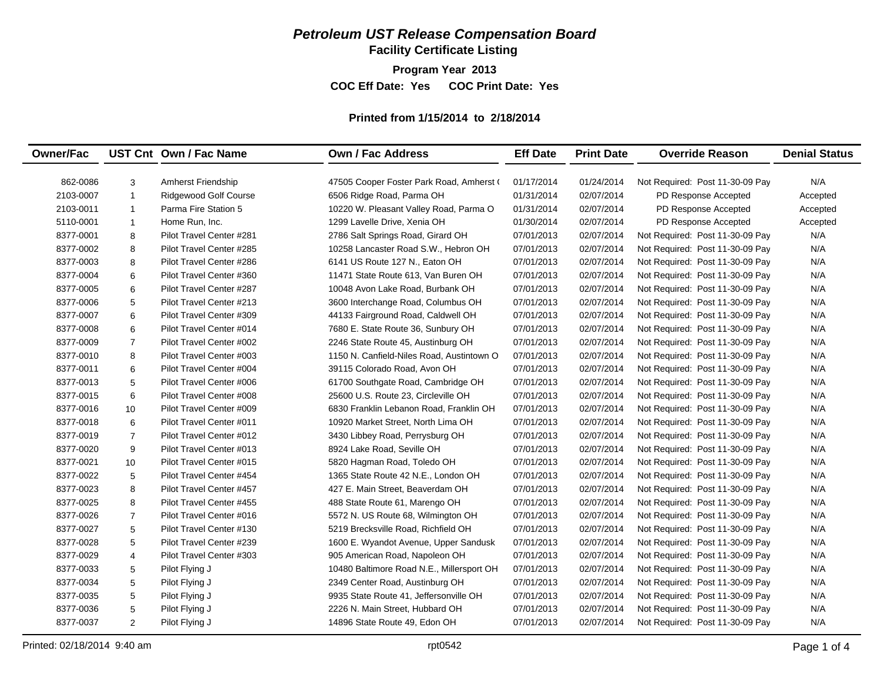# *Petroleum UST Release Compensation Board*

## Facility Certificate Listing

**Program Year 2013**

**COC Eff Date: Yes COC Print Date: Yes**

**Printed from 1/15/2014 to 2/18/2014**

| Owner/Fac | UST Cnt | Own / Fac Name | Own / Fac Address | Eff Date | Print Date | Override Reason | Denial Status |
|---|---|---|---|---|---|---|---|
| 862-0086 | 3 | Amherst Friendship | 47505 Cooper Foster Park Road, Amherst ( | 01/17/2014 | 01/24/2014 | Not Required: Post 11-30-09 Pay | N/A |
| 2103-0007 | 1 | Ridgewood Golf Course | 6506 Ridge Road, Parma OH | 01/31/2014 | 02/07/2014 | PD Response Accepted | Accepted |
| 2103-0011 | 1 | Parma Fire Station 5 | 10220 W. Pleasant Valley Road, Parma O | 01/31/2014 | 02/07/2014 | PD Response Accepted | Accepted |
| 5110-0001 | 1 | Home Run, Inc. | 1299 Lavelle Drive, Xenia OH | 01/30/2014 | 02/07/2014 | PD Response Accepted | Accepted |
| 8377-0001 | 8 | Pilot Travel Center #281 | 2786 Salt Springs Road, Girard OH | 07/01/2013 | 02/07/2014 | Not Required: Post 11-30-09 Pay | N/A |
| 8377-0002 | 8 | Pilot Travel Center #285 | 10258 Lancaster Road S.W., Hebron OH | 07/01/2013 | 02/07/2014 | Not Required: Post 11-30-09 Pay | N/A |
| 8377-0003 | 8 | Pilot Travel Center #286 | 6141 US Route 127 N., Eaton OH | 07/01/2013 | 02/07/2014 | Not Required: Post 11-30-09 Pay | N/A |
| 8377-0004 | 6 | Pilot Travel Center #360 | 11471 State Route 613, Van Buren OH | 07/01/2013 | 02/07/2014 | Not Required: Post 11-30-09 Pay | N/A |
| 8377-0005 | 6 | Pilot Travel Center #287 | 10048 Avon Lake Road, Burbank OH | 07/01/2013 | 02/07/2014 | Not Required: Post 11-30-09 Pay | N/A |
| 8377-0006 | 5 | Pilot Travel Center #213 | 3600 Interchange Road, Columbus OH | 07/01/2013 | 02/07/2014 | Not Required: Post 11-30-09 Pay | N/A |
| 8377-0007 | 6 | Pilot Travel Center #309 | 44133 Fairground Road, Caldwell OH | 07/01/2013 | 02/07/2014 | Not Required: Post 11-30-09 Pay | N/A |
| 8377-0008 | 6 | Pilot Travel Center #014 | 7680 E. State Route 36, Sunbury OH | 07/01/2013 | 02/07/2014 | Not Required: Post 11-30-09 Pay | N/A |
| 8377-0009 | 7 | Pilot Travel Center #002 | 2246 State Route 45, Austinburg OH | 07/01/2013 | 02/07/2014 | Not Required: Post 11-30-09 Pay | N/A |
| 8377-0010 | 8 | Pilot Travel Center #003 | 1150 N. Canfield-Niles Road, Austintown O | 07/01/2013 | 02/07/2014 | Not Required: Post 11-30-09 Pay | N/A |
| 8377-0011 | 6 | Pilot Travel Center #004 | 39115 Colorado Road, Avon OH | 07/01/2013 | 02/07/2014 | Not Required: Post 11-30-09 Pay | N/A |
| 8377-0013 | 5 | Pilot Travel Center #006 | 61700 Southgate Road, Cambridge OH | 07/01/2013 | 02/07/2014 | Not Required: Post 11-30-09 Pay | N/A |
| 8377-0015 | 6 | Pilot Travel Center #008 | 25600 U.S. Route 23, Circleville OH | 07/01/2013 | 02/07/2014 | Not Required: Post 11-30-09 Pay | N/A |
| 8377-0016 | 10 | Pilot Travel Center #009 | 6830 Franklin Lebanon Road, Franklin OH | 07/01/2013 | 02/07/2014 | Not Required: Post 11-30-09 Pay | N/A |
| 8377-0018 | 6 | Pilot Travel Center #011 | 10920 Market Street, North Lima OH | 07/01/2013 | 02/07/2014 | Not Required: Post 11-30-09 Pay | N/A |
| 8377-0019 | 7 | Pilot Travel Center #012 | 3430 Libbey Road, Perrysburg OH | 07/01/2013 | 02/07/2014 | Not Required: Post 11-30-09 Pay | N/A |
| 8377-0020 | 9 | Pilot Travel Center #013 | 8924 Lake Road, Seville OH | 07/01/2013 | 02/07/2014 | Not Required: Post 11-30-09 Pay | N/A |
| 8377-0021 | 10 | Pilot Travel Center #015 | 5820 Hagman Road, Toledo OH | 07/01/2013 | 02/07/2014 | Not Required: Post 11-30-09 Pay | N/A |
| 8377-0022 | 5 | Pilot Travel Center #454 | 1365 State Route 42 N.E., London OH | 07/01/2013 | 02/07/2014 | Not Required: Post 11-30-09 Pay | N/A |
| 8377-0023 | 8 | Pilot Travel Center #457 | 427 E. Main Street, Beaverdam OH | 07/01/2013 | 02/07/2014 | Not Required: Post 11-30-09 Pay | N/A |
| 8377-0025 | 8 | Pilot Travel Center #455 | 488 State Route 61, Marengo OH | 07/01/2013 | 02/07/2014 | Not Required: Post 11-30-09 Pay | N/A |
| 8377-0026 | 7 | Pilot Travel Center #016 | 5572 N. US Route 68, Wilmington OH | 07/01/2013 | 02/07/2014 | Not Required: Post 11-30-09 Pay | N/A |
| 8377-0027 | 5 | Pilot Travel Center #130 | 5219 Brecksville Road, Richfield OH | 07/01/2013 | 02/07/2014 | Not Required: Post 11-30-09 Pay | N/A |
| 8377-0028 | 5 | Pilot Travel Center #239 | 1600 E. Wyandot Avenue, Upper Sandusk | 07/01/2013 | 02/07/2014 | Not Required: Post 11-30-09 Pay | N/A |
| 8377-0029 | 4 | Pilot Travel Center #303 | 905 American Road, Napoleon OH | 07/01/2013 | 02/07/2014 | Not Required: Post 11-30-09 Pay | N/A |
| 8377-0033 | 5 | Pilot Flying J | 10480 Baltimore Road N.E., Millersport OH | 07/01/2013 | 02/07/2014 | Not Required: Post 11-30-09 Pay | N/A |
| 8377-0034 | 5 | Pilot Flying J | 2349 Center Road, Austinburg OH | 07/01/2013 | 02/07/2014 | Not Required: Post 11-30-09 Pay | N/A |
| 8377-0035 | 5 | Pilot Flying J | 9935 State Route 41, Jeffersonville OH | 07/01/2013 | 02/07/2014 | Not Required: Post 11-30-09 Pay | N/A |
| 8377-0036 | 5 | Pilot Flying J | 2226 N. Main Street, Hubbard OH | 07/01/2013 | 02/07/2014 | Not Required: Post 11-30-09 Pay | N/A |
| 8377-0037 | 2 | Pilot Flying J | 14896 State Route 49, Edon OH | 07/01/2013 | 02/07/2014 | Not Required: Post 11-30-09 Pay | N/A |

Printed: 02/18/2014 9:40 am rpt0542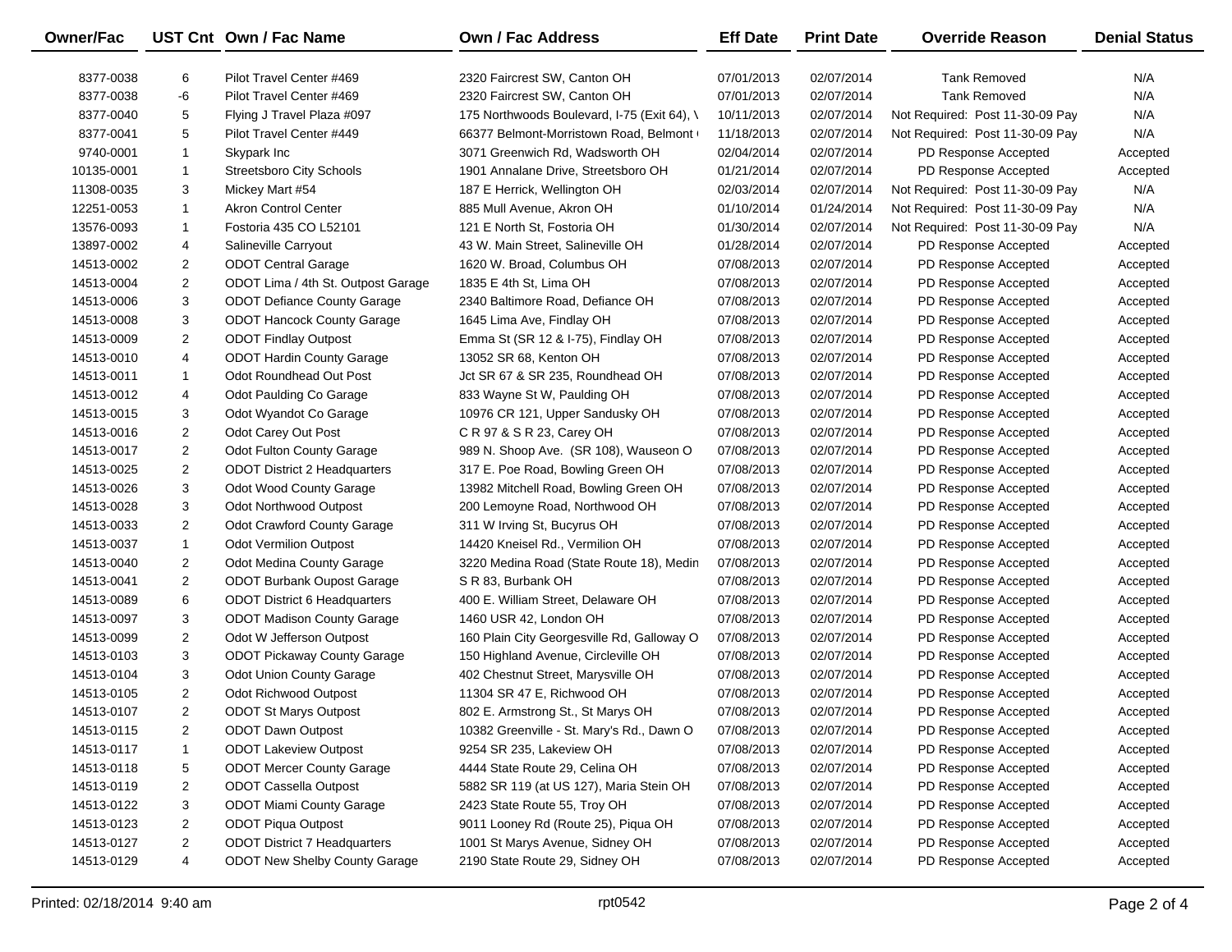| Owner/Fac | UST Cnt | Own / Fac Name | Own / Fac Address | Eff Date | Print Date | Override Reason | Denial Status |
|---|---|---|---|---|---|---|---|
| 8377-0038 | 6 | Pilot Travel Center #469 | 2320 Faircrest SW, Canton OH | 07/01/2013 | 02/07/2014 | Tank Removed | N/A |
| 8377-0038 | -6 | Pilot Travel Center #469 | 2320 Faircrest SW, Canton OH | 07/01/2013 | 02/07/2014 | Tank Removed | N/A |
| 8377-0040 | 5 | Flying J Travel Plaza #097 | 175 Northwoods Boulevard, I-75 (Exit 64), \ | 10/11/2013 | 02/07/2014 | Not Required: Post 11-30-09 Pay | N/A |
| 8377-0041 | 5 | Pilot Travel Center #449 | 66377 Belmont-Morristown Road, Belmont ( | 11/18/2013 | 02/07/2014 | Not Required: Post 11-30-09 Pay | N/A |
| 9740-0001 | 1 | Skypark Inc | 3071 Greenwich Rd, Wadsworth OH | 02/04/2014 | 02/07/2014 | PD Response Accepted | Accepted |
| 10135-0001 | 1 | Streetsboro City Schools | 1901 Annalane Drive, Streetsboro OH | 01/21/2014 | 02/07/2014 | PD Response Accepted | Accepted |
| 11308-0035 | 3 | Mickey Mart #54 | 187 E Herrick, Wellington OH | 02/03/2014 | 02/07/2014 | Not Required: Post 11-30-09 Pay | N/A |
| 12251-0053 | 1 | Akron Control Center | 885 Mull Avenue, Akron OH | 01/10/2014 | 01/24/2014 | Not Required: Post 11-30-09 Pay | N/A |
| 13576-0093 | 1 | Fostoria 435 CO L52101 | 121 E North St, Fostoria OH | 01/30/2014 | 02/07/2014 | Not Required: Post 11-30-09 Pay | N/A |
| 13897-0002 | 4 | Salineville Carryout | 43 W. Main Street, Salineville OH | 01/28/2014 | 02/07/2014 | PD Response Accepted | Accepted |
| 14513-0002 | 2 | ODOT Central Garage | 1620 W. Broad, Columbus OH | 07/08/2013 | 02/07/2014 | PD Response Accepted | Accepted |
| 14513-0004 | 2 | ODOT Lima / 4th St. Outpost Garage | 1835 E 4th St, Lima OH | 07/08/2013 | 02/07/2014 | PD Response Accepted | Accepted |
| 14513-0006 | 3 | ODOT Defiance County Garage | 2340 Baltimore Road, Defiance OH | 07/08/2013 | 02/07/2014 | PD Response Accepted | Accepted |
| 14513-0008 | 3 | ODOT Hancock County Garage | 1645 Lima Ave, Findlay OH | 07/08/2013 | 02/07/2014 | PD Response Accepted | Accepted |
| 14513-0009 | 2 | ODOT Findlay Outpost | Emma St (SR 12 & I-75), Findlay OH | 07/08/2013 | 02/07/2014 | PD Response Accepted | Accepted |
| 14513-0010 | 4 | ODOT Hardin County Garage | 13052 SR 68, Kenton OH | 07/08/2013 | 02/07/2014 | PD Response Accepted | Accepted |
| 14513-0011 | 1 | Odot Roundhead Out Post | Jct SR 67 & SR 235, Roundhead OH | 07/08/2013 | 02/07/2014 | PD Response Accepted | Accepted |
| 14513-0012 | 4 | Odot Paulding Co Garage | 833 Wayne St W, Paulding OH | 07/08/2013 | 02/07/2014 | PD Response Accepted | Accepted |
| 14513-0015 | 3 | Odot Wyandot Co Garage | 10976 CR 121, Upper Sandusky OH | 07/08/2013 | 02/07/2014 | PD Response Accepted | Accepted |
| 14513-0016 | 2 | Odot Carey Out Post | C R 97 & S R 23, Carey OH | 07/08/2013 | 02/07/2014 | PD Response Accepted | Accepted |
| 14513-0017 | 2 | Odot Fulton County Garage | 989 N. Shoop Ave. (SR 108), Wauseon O | 07/08/2013 | 02/07/2014 | PD Response Accepted | Accepted |
| 14513-0025 | 2 | ODOT District 2 Headquarters | 317 E. Poe Road, Bowling Green OH | 07/08/2013 | 02/07/2014 | PD Response Accepted | Accepted |
| 14513-0026 | 3 | Odot Wood County Garage | 13982 Mitchell Road, Bowling Green OH | 07/08/2013 | 02/07/2014 | PD Response Accepted | Accepted |
| 14513-0028 | 3 | Odot Northwood Outpost | 200 Lemoyne Road, Northwood OH | 07/08/2013 | 02/07/2014 | PD Response Accepted | Accepted |
| 14513-0033 | 2 | Odot Crawford County Garage | 311 W Irving St, Bucyrus OH | 07/08/2013 | 02/07/2014 | PD Response Accepted | Accepted |
| 14513-0037 | 1 | Odot Vermilion Outpost | 14420 Kneisel Rd., Vermilion OH | 07/08/2013 | 02/07/2014 | PD Response Accepted | Accepted |
| 14513-0040 | 2 | Odot Medina County Garage | 3220 Medina Road (State Route 18), Medin | 07/08/2013 | 02/07/2014 | PD Response Accepted | Accepted |
| 14513-0041 | 2 | ODOT Burbank Oupost Garage | S R 83, Burbank OH | 07/08/2013 | 02/07/2014 | PD Response Accepted | Accepted |
| 14513-0089 | 6 | ODOT District 6 Headquarters | 400 E. William Street, Delaware OH | 07/08/2013 | 02/07/2014 | PD Response Accepted | Accepted |
| 14513-0097 | 3 | ODOT Madison County Garage | 1460 USR 42, London OH | 07/08/2013 | 02/07/2014 | PD Response Accepted | Accepted |
| 14513-0099 | 2 | Odot W Jefferson Outpost | 160 Plain City Georgesville Rd, Galloway O | 07/08/2013 | 02/07/2014 | PD Response Accepted | Accepted |
| 14513-0103 | 3 | ODOT Pickaway County Garage | 150 Highland Avenue, Circleville OH | 07/08/2013 | 02/07/2014 | PD Response Accepted | Accepted |
| 14513-0104 | 3 | Odot Union County Garage | 402 Chestnut Street, Marysville OH | 07/08/2013 | 02/07/2014 | PD Response Accepted | Accepted |
| 14513-0105 | 2 | Odot Richwood Outpost | 11304 SR 47 E, Richwood OH | 07/08/2013 | 02/07/2014 | PD Response Accepted | Accepted |
| 14513-0107 | 2 | ODOT St Marys Outpost | 802 E. Armstrong St., St Marys OH | 07/08/2013 | 02/07/2014 | PD Response Accepted | Accepted |
| 14513-0115 | 2 | ODOT Dawn Outpost | 10382 Greenville - St. Mary's Rd., Dawn O | 07/08/2013 | 02/07/2014 | PD Response Accepted | Accepted |
| 14513-0117 | 1 | ODOT Lakeview Outpost | 9254 SR 235, Lakeview OH | 07/08/2013 | 02/07/2014 | PD Response Accepted | Accepted |
| 14513-0118 | 5 | ODOT Mercer County Garage | 4444 State Route 29, Celina OH | 07/08/2013 | 02/07/2014 | PD Response Accepted | Accepted |
| 14513-0119 | 2 | ODOT Cassella Outpost | 5882 SR 119 (at US 127), Maria Stein OH | 07/08/2013 | 02/07/2014 | PD Response Accepted | Accepted |
| 14513-0122 | 3 | ODOT Miami County Garage | 2423 State Route 55, Troy OH | 07/08/2013 | 02/07/2014 | PD Response Accepted | Accepted |
| 14513-0123 | 2 | ODOT Piqua Outpost | 9011 Looney Rd (Route 25), Piqua OH | 07/08/2013 | 02/07/2014 | PD Response Accepted | Accepted |
| 14513-0127 | 2 | ODOT District 7 Headquarters | 1001 St Marys Avenue, Sidney OH | 07/08/2013 | 02/07/2014 | PD Response Accepted | Accepted |
| 14513-0129 | 4 | ODOT New Shelby County Garage | 2190 State Route 29, Sidney OH | 07/08/2013 | 02/07/2014 | PD Response Accepted | Accepted |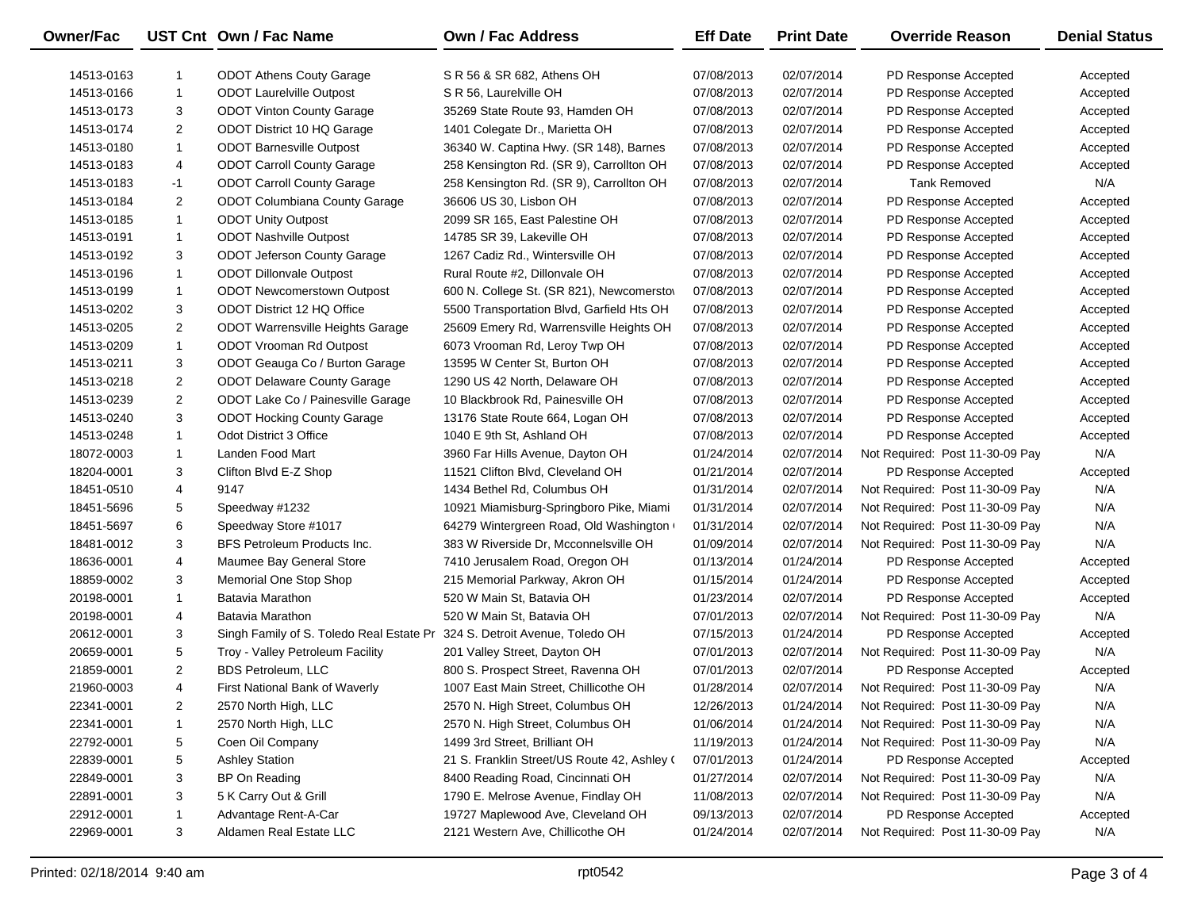| Owner/Fac | UST Cnt | Own / Fac Name | Own / Fac Address | Eff Date | Print Date | Override Reason | Denial Status |
|---|---|---|---|---|---|---|---|
| 14513-0163 | 1 | ODOT Athens Couty Garage | S R 56 & SR 682, Athens OH | 07/08/2013 | 02/07/2014 | PD Response Accepted | Accepted |
| 14513-0166 | 1 | ODOT Laurelville Outpost | S R 56, Laurelville OH | 07/08/2013 | 02/07/2014 | PD Response Accepted | Accepted |
| 14513-0173 | 3 | ODOT Vinton County Garage | 35269 State Route 93, Hamden OH | 07/08/2013 | 02/07/2014 | PD Response Accepted | Accepted |
| 14513-0174 | 2 | ODOT District 10 HQ Garage | 1401 Colegate Dr., Marietta OH | 07/08/2013 | 02/07/2014 | PD Response Accepted | Accepted |
| 14513-0180 | 1 | ODOT Barnesville Outpost | 36340 W. Captina Hwy. (SR 148), Barnes | 07/08/2013 | 02/07/2014 | PD Response Accepted | Accepted |
| 14513-0183 | 4 | ODOT Carroll County Garage | 258 Kensington Rd. (SR 9), Carrollton OH | 07/08/2013 | 02/07/2014 | PD Response Accepted | Accepted |
| 14513-0183 | -1 | ODOT Carroll County Garage | 258 Kensington Rd. (SR 9), Carrollton OH | 07/08/2013 | 02/07/2014 | Tank Removed | N/A |
| 14513-0184 | 2 | ODOT Columbiana County Garage | 36606 US 30, Lisbon OH | 07/08/2013 | 02/07/2014 | PD Response Accepted | Accepted |
| 14513-0185 | 1 | ODOT Unity Outpost | 2099 SR 165, East Palestine OH | 07/08/2013 | 02/07/2014 | PD Response Accepted | Accepted |
| 14513-0191 | 1 | ODOT Nashville Outpost | 14785 SR 39, Lakeville OH | 07/08/2013 | 02/07/2014 | PD Response Accepted | Accepted |
| 14513-0192 | 3 | ODOT Jeferson County Garage | 1267 Cadiz Rd., Wintersville OH | 07/08/2013 | 02/07/2014 | PD Response Accepted | Accepted |
| 14513-0196 | 1 | ODOT Dillonvale Outpost | Rural Route #2, Dillonvale OH | 07/08/2013 | 02/07/2014 | PD Response Accepted | Accepted |
| 14513-0199 | 1 | ODOT Newcomerstown Outpost | 600 N. College St. (SR 821), Newcomersto | 07/08/2013 | 02/07/2014 | PD Response Accepted | Accepted |
| 14513-0202 | 3 | ODOT District 12 HQ Office | 5500 Transportation Blvd, Garfield Hts OH | 07/08/2013 | 02/07/2014 | PD Response Accepted | Accepted |
| 14513-0205 | 2 | ODOT Warrensville Heights Garage | 25609 Emery Rd, Warrensville Heights OH | 07/08/2013 | 02/07/2014 | PD Response Accepted | Accepted |
| 14513-0209 | 1 | ODOT Vrooman Rd Outpost | 6073 Vrooman Rd, Leroy Twp OH | 07/08/2013 | 02/07/2014 | PD Response Accepted | Accepted |
| 14513-0211 | 3 | ODOT Geauga Co / Burton Garage | 13595 W Center St, Burton OH | 07/08/2013 | 02/07/2014 | PD Response Accepted | Accepted |
| 14513-0218 | 2 | ODOT Delaware County Garage | 1290 US 42 North, Delaware OH | 07/08/2013 | 02/07/2014 | PD Response Accepted | Accepted |
| 14513-0239 | 2 | ODOT Lake Co / Painesville Garage | 10 Blackbrook Rd, Painesville OH | 07/08/2013 | 02/07/2014 | PD Response Accepted | Accepted |
| 14513-0240 | 3 | ODOT Hocking County Garage | 13176 State Route 664, Logan OH | 07/08/2013 | 02/07/2014 | PD Response Accepted | Accepted |
| 14513-0248 | 1 | Odot District 3 Office | 1040 E 9th St, Ashland OH | 07/08/2013 | 02/07/2014 | PD Response Accepted | Accepted |
| 18072-0003 | 1 | Landen Food Mart | 3960 Far Hills Avenue, Dayton OH | 01/24/2014 | 02/07/2014 | Not Required: Post 11-30-09 Pay | N/A |
| 18204-0001 | 3 | Clifton Blvd E-Z Shop | 11521 Clifton Blvd, Cleveland OH | 01/21/2014 | 02/07/2014 | PD Response Accepted | Accepted |
| 18451-0510 | 4 | 9147 | 1434 Bethel Rd, Columbus OH | 01/31/2014 | 02/07/2014 | Not Required: Post 11-30-09 Pay | N/A |
| 18451-5696 | 5 | Speedway #1232 | 10921 Miamisburg-Springboro Pike, Miami | 01/31/2014 | 02/07/2014 | Not Required: Post 11-30-09 Pay | N/A |
| 18451-5697 | 6 | Speedway Store #1017 | 64279 Wintergreen Road, Old Washington ( | 01/31/2014 | 02/07/2014 | Not Required: Post 11-30-09 Pay | N/A |
| 18481-0012 | 3 | BFS Petroleum Products Inc. | 383 W Riverside Dr, Mcconnelsville OH | 01/09/2014 | 02/07/2014 | Not Required: Post 11-30-09 Pay | N/A |
| 18636-0001 | 4 | Maumee Bay General Store | 7410 Jerusalem Road, Oregon OH | 01/13/2014 | 01/24/2014 | PD Response Accepted | Accepted |
| 18859-0002 | 3 | Memorial One Stop Shop | 215 Memorial Parkway, Akron OH | 01/15/2014 | 01/24/2014 | PD Response Accepted | Accepted |
| 20198-0001 | 1 | Batavia Marathon | 520 W Main St, Batavia OH | 01/23/2014 | 02/07/2014 | PD Response Accepted | Accepted |
| 20198-0001 | 4 | Batavia Marathon | 520 W Main St, Batavia OH | 07/01/2013 | 02/07/2014 | Not Required: Post 11-30-09 Pay | N/A |
| 20612-0001 | 3 | Singh Family of S. Toledo Real Estate Pr | 324 S. Detroit Avenue, Toledo OH | 07/15/2013 | 01/24/2014 | PD Response Accepted | Accepted |
| 20659-0001 | 5 | Troy - Valley Petroleum Facility | 201 Valley Street, Dayton OH | 07/01/2013 | 02/07/2014 | Not Required: Post 11-30-09 Pay | N/A |
| 21859-0001 | 2 | BDS Petroleum, LLC | 800 S. Prospect Street, Ravenna OH | 07/01/2013 | 02/07/2014 | PD Response Accepted | Accepted |
| 21960-0003 | 4 | First National Bank of Waverly | 1007 East Main Street, Chillicothe OH | 01/28/2014 | 02/07/2014 | Not Required: Post 11-30-09 Pay | N/A |
| 22341-0001 | 2 | 2570 North High, LLC | 2570 N. High Street, Columbus OH | 12/26/2013 | 01/24/2014 | Not Required: Post 11-30-09 Pay | N/A |
| 22341-0001 | 1 | 2570 North High, LLC | 2570 N. High Street, Columbus OH | 01/06/2014 | 01/24/2014 | Not Required: Post 11-30-09 Pay | N/A |
| 22792-0001 | 5 | Coen Oil Company | 1499 3rd Street, Brilliant OH | 11/19/2013 | 01/24/2014 | Not Required: Post 11-30-09 Pay | N/A |
| 22839-0001 | 5 | Ashley Station | 21 S. Franklin Street/US Route 42, Ashley ( | 07/01/2013 | 01/24/2014 | PD Response Accepted | Accepted |
| 22849-0001 | 3 | BP On Reading | 8400 Reading Road, Cincinnati OH | 01/27/2014 | 02/07/2014 | Not Required: Post 11-30-09 Pay | N/A |
| 22891-0001 | 3 | 5 K Carry Out & Grill | 1790 E. Melrose Avenue, Findlay OH | 11/08/2013 | 02/07/2014 | Not Required: Post 11-30-09 Pay | N/A |
| 22912-0001 | 1 | Advantage Rent-A-Car | 19727 Maplewood Ave, Cleveland OH | 09/13/2013 | 02/07/2014 | PD Response Accepted | Accepted |
| 22969-0001 | 3 | Aldamen Real Estate LLC | 2121 Western Ave, Chillicothe OH | 01/24/2014 | 02/07/2014 | Not Required: Post 11-30-09 Pay | N/A |

Printed: 02/18/2014 9:40 am  rpt0542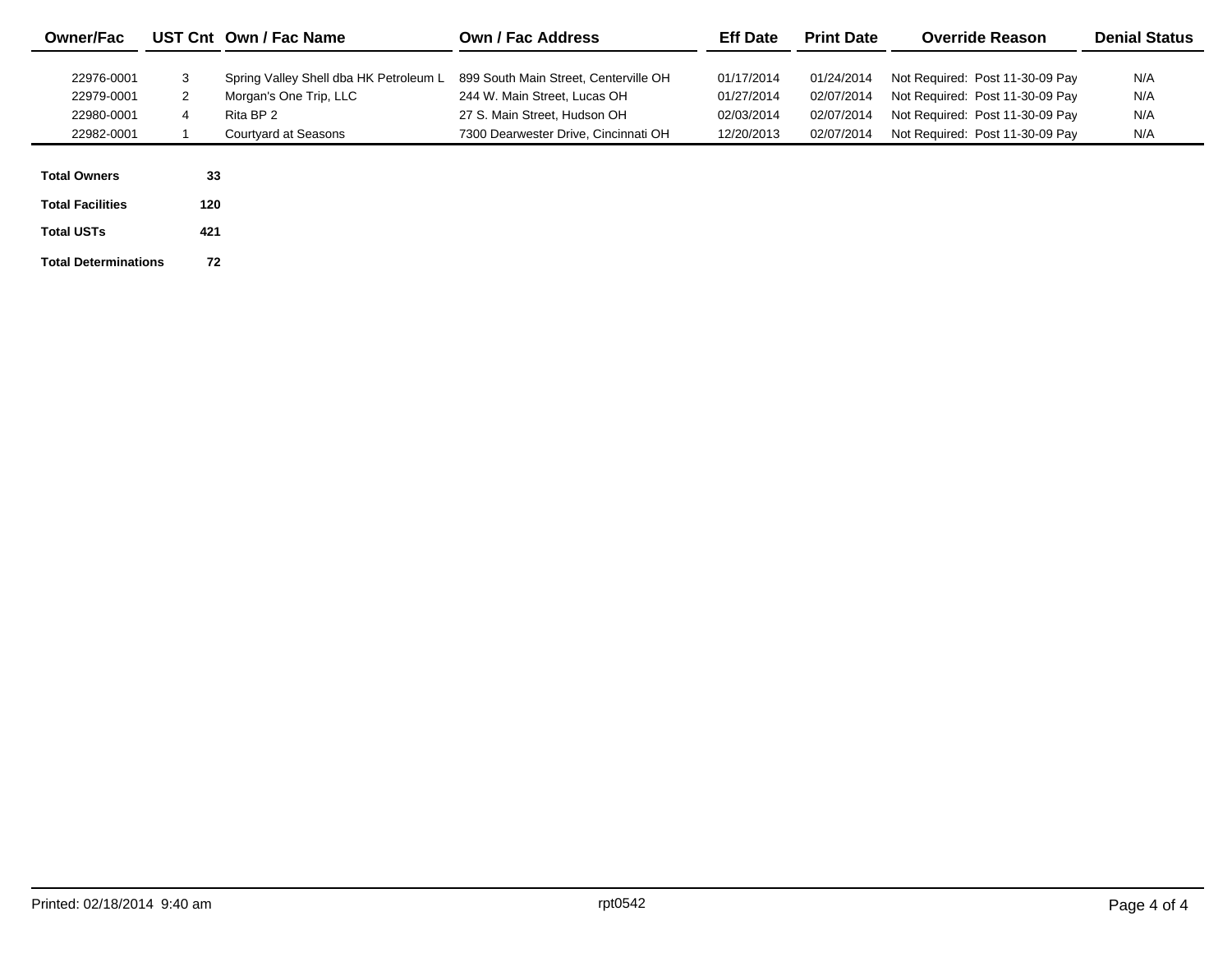| Owner/Fac | UST Cnt | Own / Fac Name | Own / Fac Address | Eff Date | Print Date | Override Reason | Denial Status |
|---|---|---|---|---|---|---|---|
| 22976-0001 | 3 | Spring Valley Shell dba HK Petroleum L | 899 South Main Street, Centerville OH | 01/17/2014 | 01/24/2014 | Not Required: Post 11-30-09 Pay | N/A |
| 22979-0001 | 2 | Morgan's One Trip, LLC | 244 W. Main Street, Lucas OH | 01/27/2014 | 02/07/2014 | Not Required: Post 11-30-09 Pay | N/A |
| 22980-0001 | 4 | Rita BP 2 | 27 S. Main Street, Hudson OH | 02/03/2014 | 02/07/2014 | Not Required: Post 11-30-09 Pay | N/A |
| 22982-0001 | 1 | Courtyard at Seasons | 7300 Dearwester Drive, Cincinnati OH | 12/20/2013 | 02/07/2014 | Not Required: Post 11-30-09 Pay | N/A |

| | |
|---|---|
| **Total Owners** | **33** |
| **Total Facilities** | **120** |
| **Total USTs** | **421** |
| **Total Determinations** | **72** |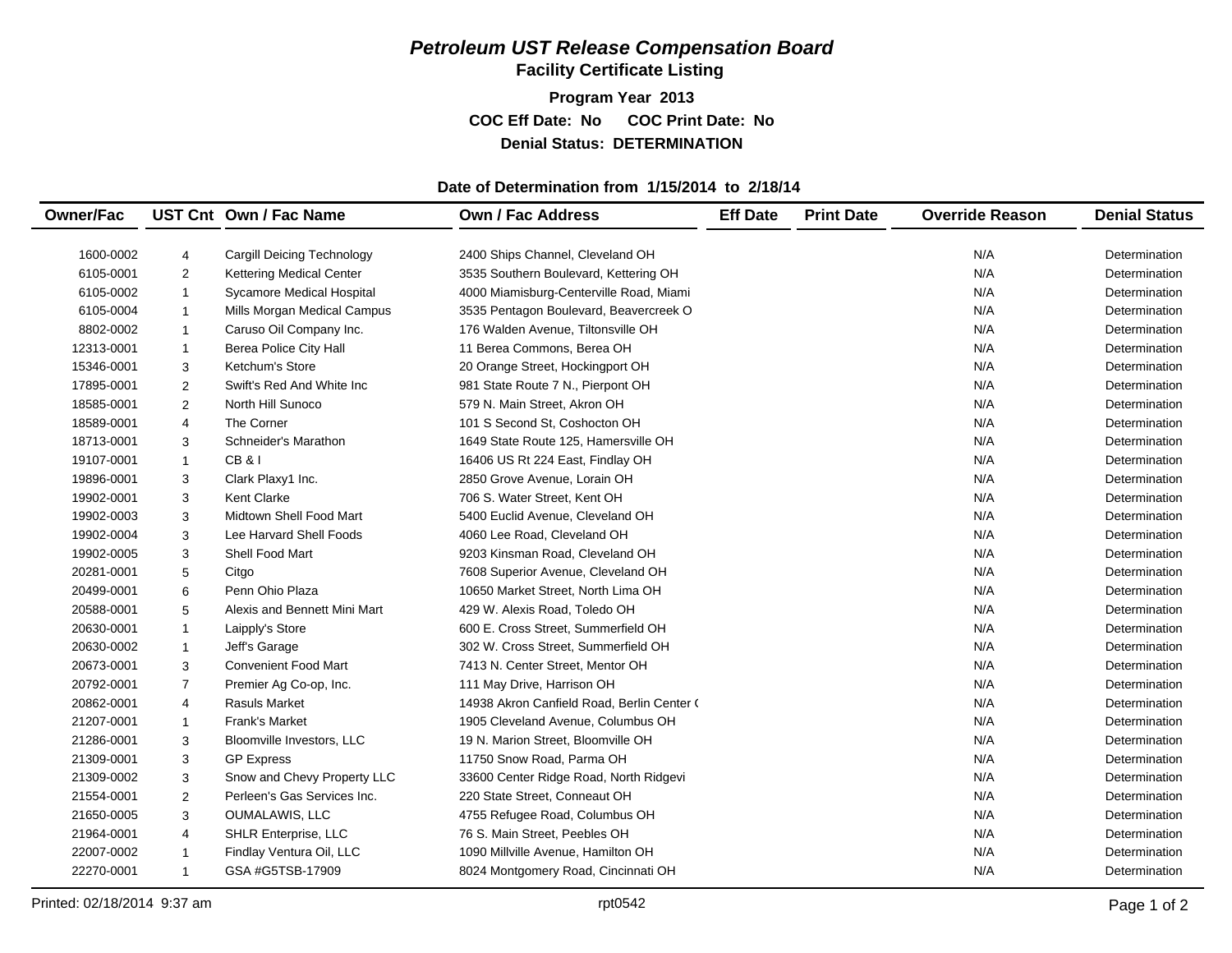# *Petroleum UST Release Compensation Board*

## Facility Certificate Listing

**Program Year 2013**

**COC Eff Date: No COC Print Date: No**

**Denial Status: DETERMINATION**

**Date of Determination from 1/15/2014 to 2/18/14**

| Owner/Fac | UST Cnt | Own / Fac Name | Own / Fac Address | Eff Date | Print Date | Override Reason | Denial Status |
|---|---|---|---|---|---|---|---|
| 1600-0002 | 4 | Cargill Deicing Technology | 2400 Ships Channel, Cleveland OH | | | N/A | Determination |
| 6105-0001 | 2 | Kettering Medical Center | 3535 Southern Boulevard, Kettering OH | | | N/A | Determination |
| 6105-0002 | 1 | Sycamore Medical Hospital | 4000 Miamisburg-Centerville Road, Miami | | | N/A | Determination |
| 6105-0004 | 1 | Mills Morgan Medical Campus | 3535 Pentagon Boulevard, Beavercreek O | | | N/A | Determination |
| 8802-0002 | 1 | Caruso Oil Company Inc. | 176 Walden Avenue, Tiltonsville OH | | | N/A | Determination |
| 12313-0001 | 1 | Berea Police City Hall | 11 Berea Commons, Berea OH | | | N/A | Determination |
| 15346-0001 | 3 | Ketchum's Store | 20 Orange Street, Hockingport OH | | | N/A | Determination |
| 17895-0001 | 2 | Swift's Red And White Inc | 981 State Route 7 N., Pierpont OH | | | N/A | Determination |
| 18585-0001 | 2 | North Hill Sunoco | 579 N. Main Street, Akron OH | | | N/A | Determination |
| 18589-0001 | 4 | The Corner | 101 S Second St, Coshocton OH | | | N/A | Determination |
| 18713-0001 | 3 | Schneider's Marathon | 1649 State Route 125, Hamersville OH | | | N/A | Determination |
| 19107-0001 | 1 | CB & I | 16406 US Rt 224 East, Findlay OH | | | N/A | Determination |
| 19896-0001 | 3 | Clark Plaxy1 Inc. | 2850 Grove Avenue, Lorain OH | | | N/A | Determination |
| 19902-0001 | 3 | Kent Clarke | 706 S. Water Street, Kent OH | | | N/A | Determination |
| 19902-0003 | 3 | Midtown Shell Food Mart | 5400 Euclid Avenue, Cleveland OH | | | N/A | Determination |
| 19902-0004 | 3 | Lee Harvard Shell Foods | 4060 Lee Road, Cleveland OH | | | N/A | Determination |
| 19902-0005 | 3 | Shell Food Mart | 9203 Kinsman Road, Cleveland OH | | | N/A | Determination |
| 20281-0001 | 5 | Citgo | 7608 Superior Avenue, Cleveland OH | | | N/A | Determination |
| 20499-0001 | 6 | Penn Ohio Plaza | 10650 Market Street, North Lima OH | | | N/A | Determination |
| 20588-0001 | 5 | Alexis and Bennett Mini Mart | 429 W. Alexis Road, Toledo OH | | | N/A | Determination |
| 20630-0001 | 1 | Laipply's Store | 600 E. Cross Street, Summerfield OH | | | N/A | Determination |
| 20630-0002 | 1 | Jeff's Garage | 302 W. Cross Street, Summerfield OH | | | N/A | Determination |
| 20673-0001 | 3 | Convenient Food Mart | 7413 N. Center Street, Mentor OH | | | N/A | Determination |
| 20792-0001 | 7 | Premier Ag Co-op, Inc. | 111 May Drive, Harrison OH | | | N/A | Determination |
| 20862-0001 | 4 | Rasuls Market | 14938 Akron Canfield Road, Berlin Center ( | | | N/A | Determination |
| 21207-0001 | 1 | Frank's Market | 1905 Cleveland Avenue, Columbus OH | | | N/A | Determination |
| 21286-0001 | 3 | Bloomville Investors, LLC | 19 N. Marion Street, Bloomville OH | | | N/A | Determination |
| 21309-0001 | 3 | GP Express | 11750 Snow Road, Parma OH | | | N/A | Determination |
| 21309-0002 | 3 | Snow and Chevy Property LLC | 33600 Center Ridge Road, North Ridgevi | | | N/A | Determination |
| 21554-0001 | 2 | Perleen's Gas Services Inc. | 220 State Street, Conneaut OH | | | N/A | Determination |
| 21650-0005 | 3 | OUMALAWIS, LLC | 4755 Refugee Road, Columbus OH | | | N/A | Determination |
| 21964-0001 | 4 | SHLR Enterprise, LLC | 76 S. Main Street, Peebles OH | | | N/A | Determination |
| 22007-0002 | 1 | Findlay Ventura Oil, LLC | 1090 Millville Avenue, Hamilton OH | | | N/A | Determination |
| 22270-0001 | 1 | GSA #G5TSB-17909 | 8024 Montgomery Road, Cincinnati OH | | | N/A | Determination |

Printed: 02/18/2014 9:37 am rpt0542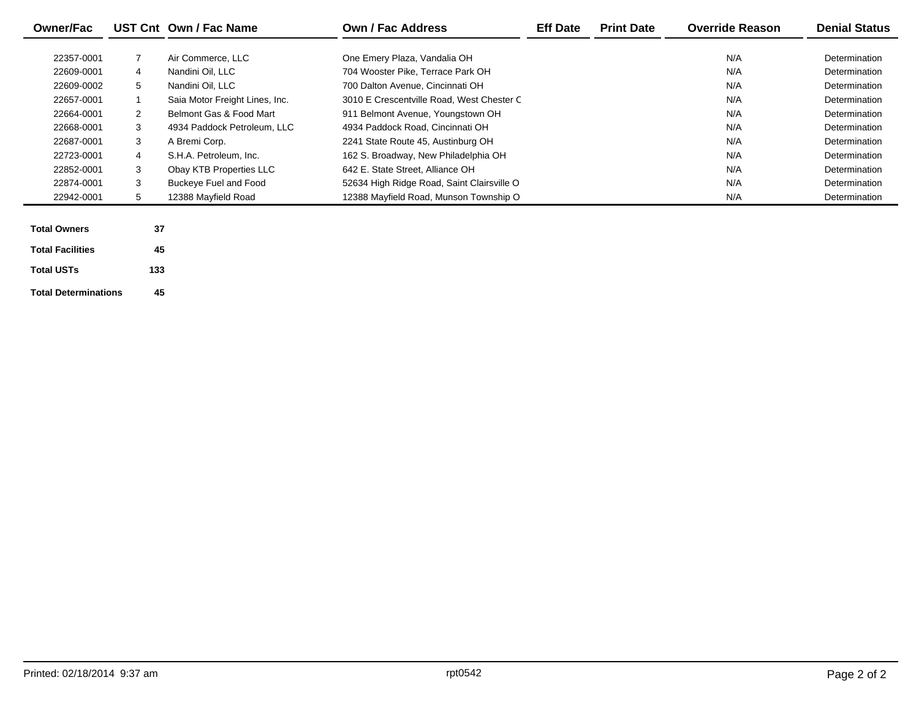| Owner/Fac | UST Cnt | Own / Fac Name | Own / Fac Address | Eff Date | Print Date | Override Reason | Denial Status |
|---|---|---|---|---|---|---|---|
| 22357-0001 | 7 | Air Commerce, LLC | One Emery Plaza, Vandalia OH | | | N/A | Determination |
| 22609-0001 | 4 | Nandini Oil, LLC | 704 Wooster Pike, Terrace Park OH | | | N/A | Determination |
| 22609-0002 | 5 | Nandini Oil, LLC | 700 Dalton Avenue, Cincinnati OH | | | N/A | Determination |
| 22657-0001 | 1 | Saia Motor Freight Lines, Inc. | 3010 E Crescentville Road, West Chester C | | | N/A | Determination |
| 22664-0001 | 2 | Belmont Gas & Food Mart | 911 Belmont Avenue, Youngstown OH | | | N/A | Determination |
| 22668-0001 | 3 | 4934 Paddock Petroleum, LLC | 4934 Paddock Road, Cincinnati OH | | | N/A | Determination |
| 22687-0001 | 3 | A Bremi Corp. | 2241 State Route 45, Austinburg OH | | | N/A | Determination |
| 22723-0001 | 4 | S.H.A. Petroleum, Inc. | 162 S. Broadway, New Philadelphia OH | | | N/A | Determination |
| 22852-0001 | 3 | Obay KTB Properties LLC | 642 E. State Street, Alliance OH | | | N/A | Determination |
| 22874-0001 | 3 | Buckeye Fuel and Food | 52634 High Ridge Road, Saint Clairsville O | | | N/A | Determination |
| 22942-0001 | 5 | 12388 Mayfield Road | 12388 Mayfield Road, Munson Township O | | | N/A | Determination |

| | |
|---|---|
| **Total Owners** | **37** |
| **Total Facilities** | **45** |
| **Total USTs** | **133** |
| **Total Determinations** | **45** |

Printed: 02/18/2014 9:37 am

rpt0542